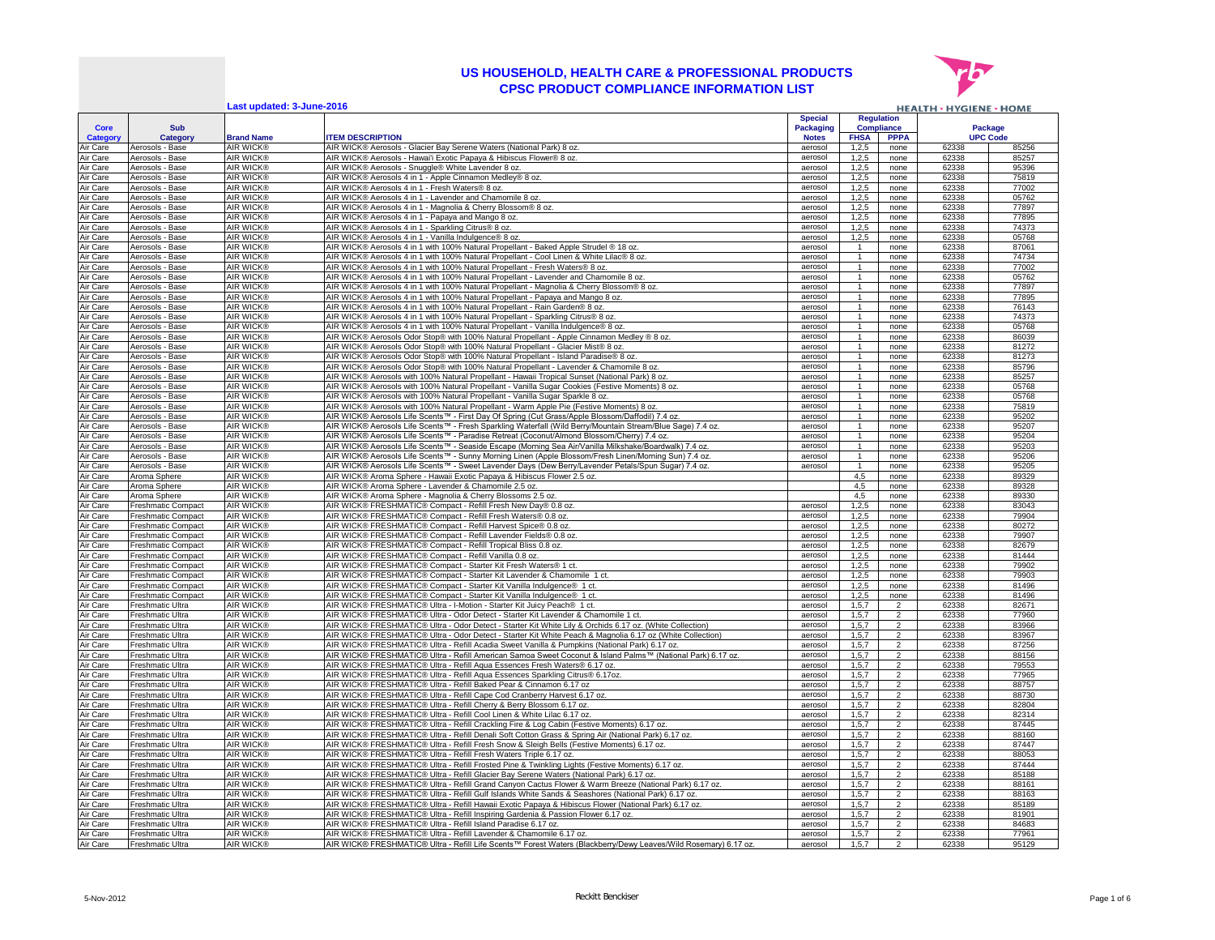# US HOUSEHOLD, HEALTH CARE & PROFESSIONAL PRODUCTS
## CPSC PRODUCT COMPLIANCE INFORMATION LIST

Last updated: 3-June-2016

HEALTH · HYGIENE · HOME

| Core Category | Sub Category | Brand Name | ITEM DESCRIPTION | Special Packaging Notes | Regulation Compliance | | Package UPC Code | |
|---|---|---|---|---|---|---|---|---|
| | | | | | FHSA | PPPA | | |
| Air Care | Aerosols - Base | AIR WICK® | AIR WICK® Aerosols - Glacier Bay Serene Waters (National Park) 8 oz. | aerosol | 1,2,5 | none | 62338 | 85256 |
| Air Care | Aerosols - Base | AIR WICK® | AIR WICK® Aerosols - Hawai'i Exotic Papaya & Hibiscus Flower® 8 oz. | aerosol | 1,2,5 | none | 62338 | 85257 |
| Air Care | Aerosols - Base | AIR WICK® | AIR WICK® Aerosols - Snuggle® White Lavender 8 oz. | aerosol | 1,2,5 | none | 62338 | 95396 |
| Air Care | Aerosols - Base | AIR WICK® | AIR WICK® Aerosols 4 in 1 - Apple Cinnamon Medley® 8 oz. | aerosol | 1,2,5 | none | 62338 | 75819 |
| Air Care | Aerosols - Base | AIR WICK® | AIR WICK® Aerosols 4 in 1 - Fresh Waters® 8 oz. | aerosol | 1,2,5 | none | 62338 | 77002 |
| Air Care | Aerosols - Base | AIR WICK® | AIR WICK® Aerosols 4 in 1 - Lavender and Chamomile 8 oz. | aerosol | 1,2,5 | none | 62338 | 05762 |
| Air Care | Aerosols - Base | AIR WICK® | AIR WICK® Aerosols 4 in 1 - Magnolia & Cherry Blossom® 8 oz. | aerosol | 1,2,5 | none | 62338 | 77897 |
| Air Care | Aerosols - Base | AIR WICK® | AIR WICK® Aerosols 4 in 1 - Papaya and Mango 8 oz. | aerosol | 1,2,5 | none | 62338 | 77895 |
| Air Care | Aerosols - Base | AIR WICK® | AIR WICK® Aerosols 4 in 1 - Sparkling Citrus® 8 oz. | aerosol | 1,2,5 | none | 62338 | 74373 |
| Air Care | Aerosols - Base | AIR WICK® | AIR WICK® Aerosols 4 in 1 - Vanilla Indulgence® 8 oz. | aerosol | 1,2,5 | none | 62338 | 05768 |
| Air Care | Aerosols - Base | AIR WICK® | AIR WICK® Aerosols 4 in 1 with 100% Natural Propellant - Baked Apple Strudel ® 18 oz. | aerosol | 1 | none | 62338 | 87061 |
| Air Care | Aerosols - Base | AIR WICK® | AIR WICK® Aerosols 4 in 1 with 100% Natural Propellant - Cool Linen & White Lilac® 8 oz. | aerosol | 1 | none | 62338 | 74734 |
| Air Care | Aerosols - Base | AIR WICK® | AIR WICK® Aerosols 4 in 1 with 100% Natural Propellant - Fresh Waters® 8 oz. | aerosol | 1 | none | 62338 | 77002 |
| Air Care | Aerosols - Base | AIR WICK® | AIR WICK® Aerosols 4 in 1 with 100% Natural Propellant - Lavender and Chamomile 8 oz. | aerosol | 1 | none | 62338 | 05762 |
| Air Care | Aerosols - Base | AIR WICK® | AIR WICK® Aerosols 4 in 1 with 100% Natural Propellant - Magnolia & Cherry Blossom® 8 oz. | aerosol | 1 | none | 62338 | 77897 |
| Air Care | Aerosols - Base | AIR WICK® | AIR WICK® Aerosols 4 in 1 with 100% Natural Propellant - Papaya and Mango 8 oz. | aerosol | 1 | none | 62338 | 77895 |
| Air Care | Aerosols - Base | AIR WICK® | AIR WICK® Aerosols 4 in 1 with 100% Natural Propellant - Rain Garden® 8 oz. | aerosol | 1 | none | 62338 | 76143 |
| Air Care | Aerosols - Base | AIR WICK® | AIR WICK® Aerosols 4 in 1 with 100% Natural Propellant - Sparkling Citrus® 8 oz. | aerosol | 1 | none | 62338 | 74373 |
| Air Care | Aerosols - Base | AIR WICK® | AIR WICK® Aerosols 4 in 1 with 100% Natural Propellant - Vanilla Indulgence® 8 oz. | aerosol | 1 | none | 62338 | 05768 |
| Air Care | Aerosols - Base | AIR WICK® | AIR WICK® Aerosols Odor Stop® with 100% Natural Propellant - Apple Cinnamon Medley ® 8 oz. | aerosol | 1 | none | 62338 | 86039 |
| Air Care | Aerosols - Base | AIR WICK® | AIR WICK® Aerosols Odor Stop® with 100% Natural Propellant - Glacier Mist® 8 oz. | aerosol | 1 | none | 62338 | 81272 |
| Air Care | Aerosols - Base | AIR WICK® | AIR WICK® Aerosols Odor Stop® with 100% Natural Propellant - Island Paradise® 8 oz. | aerosol | 1 | none | 62338 | 81273 |
| Air Care | Aerosols - Base | AIR WICK® | AIR WICK® Aerosols Odor Stop® with 100% Natural Propellant - Lavender & Chamomile 8 oz. | aerosol | 1 | none | 62338 | 85796 |
| Air Care | Aerosols - Base | AIR WICK® | AIR WICK® Aerosols with 100% Natural Propellant - Hawaii Tropical Sunset (National Park) 8 oz. | aerosol | 1 | none | 62338 | 85257 |
| Air Care | Aerosols - Base | AIR WICK® | AIR WICK® Aerosols with 100% Natural Propellant - Vanilla Sugar Cookies (Festive Moments) 8 oz. | aerosol | 1 | none | 62338 | 05768 |
| Air Care | Aerosols - Base | AIR WICK® | AIR WICK® Aerosols with 100% Natural Propellant - Vanilla Sugar Sparkle 8 oz. | aerosol | 1 | none | 62338 | 05768 |
| Air Care | Aerosols - Base | AIR WICK® | AIR WICK® Aerosols with 100% Natural Propellant - Warm Apple Pie (Festive Moments) 8 oz. | aerosol | 1 | none | 62338 | 75819 |
| Air Care | Aerosols - Base | AIR WICK® | AIR WICK® Aerosols Life Scents™ - First Day Of Spring (Cut Grass/Apple Blossom/Daffodil) 7.4 oz. | aerosol | 1 | none | 62338 | 95202 |
| Air Care | Aerosols - Base | AIR WICK® | AIR WICK® Aerosols Life Scents™ - Fresh Sparkling Waterfall (Wild Berry/Mountain Stream/Blue Sage) 7.4 oz. | aerosol | 1 | none | 62338 | 95207 |
| Air Care | Aerosols - Base | AIR WICK® | AIR WICK® Aerosols Life Scents™ - Paradise Retreat (Coconut/Almond Blossom/Cherry) 7.4 oz. | aerosol | 1 | none | 62338 | 95204 |
| Air Care | Aerosols - Base | AIR WICK® | AIR WICK® Aerosols Life Scents™ - Seaside Escape (Morning Sea Air/Vanilla Milkshake/Boardwalk) 7.4 oz. | aerosol | 1 | none | 62338 | 95203 |
| Air Care | Aerosols - Base | AIR WICK® | AIR WICK® Aerosols Life Scents™ - Sunny Morning Linen (Apple Blossom/Fresh Linen/Morning Sun) 7.4 oz. | aerosol | 1 | none | 62338 | 95206 |
| Air Care | Aerosols - Base | AIR WICK® | AIR WICK® Aerosols Life Scents™ - Sweet Lavender Days (Dew Berry/Lavender Petals/Spun Sugar) 7.4 oz. | aerosol | 1 | none | 62338 | 95205 |
| Air Care | Aroma Sphere | AIR WICK® | AIR WICK® Aroma Sphere - Hawaii Exotic Papaya & Hibiscus Flower 2.5 oz. | | 4,5 | none | 62338 | 89329 |
| Air Care | Aroma Sphere | AIR WICK® | AIR WICK® Aroma Sphere - Lavender & Chamomile 2.5 oz. | | 4,5 | none | 62338 | 89328 |
| Air Care | Aroma Sphere | AIR WICK® | AIR WICK® Aroma Sphere - Magnolia & Cherry Blossoms 2.5 oz. | | 4,5 | none | 62338 | 89330 |
| Air Care | Freshmatic Compact | AIR WICK® | AIR WICK® FRESHMATIC® Compact - Refill Fresh New Day® 0.8 oz. | aerosol | 1,2,5 | none | 62338 | 83043 |
| Air Care | Freshmatic Compact | AIR WICK® | AIR WICK® FRESHMATIC® Compact - Refill Fresh Waters® 0.8 oz. | aerosol | 1,2,5 | none | 62338 | 79904 |
| Air Care | Freshmatic Compact | AIR WICK® | AIR WICK® FRESHMATIC® Compact - Refill Harvest Spice® 0.8 oz. | aerosol | 1,2,5 | none | 62338 | 80272 |
| Air Care | Freshmatic Compact | AIR WICK® | AIR WICK® FRESHMATIC® Compact - Refill Lavender Fields® 0.8 oz. | aerosol | 1,2,5 | none | 62338 | 79907 |
| Air Care | Freshmatic Compact | AIR WICK® | AIR WICK® FRESHMATIC® Compact - Refill Tropical Bliss 0.8 oz. | aerosol | 1,2,5 | none | 62338 | 82679 |
| Air Care | Freshmatic Compact | AIR WICK® | AIR WICK® FRESHMATIC® Compact - Refill Vanilla 0.8 oz. | aerosol | 1,2,5 | none | 62338 | 81444 |
| Air Care | Freshmatic Compact | AIR WICK® | AIR WICK® FRESHMATIC® Compact - Starter Kit Fresh Waters® 1 ct. | aerosol | 1,2,5 | none | 62338 | 79902 |
| Air Care | Freshmatic Compact | AIR WICK® | AIR WICK® FRESHMATIC® Compact - Starter Kit Lavender & Chamomile 1 ct. | aerosol | 1,2,5 | none | 62338 | 79903 |
| Air Care | Freshmatic Compact | AIR WICK® | AIR WICK® FRESHMATIC® Compact - Starter Kit Vanilla Indulgence® 1 ct. | aerosol | 1,2,5 | none | 62338 | 81496 |
| Air Care | Freshmatic Compact | AIR WICK® | AIR WICK® FRESHMATIC® Compact - Starter Kit Vanilla Indulgence® 1 ct. | aerosol | 1,2,5 | none | 62338 | 81496 |
| Air Care | Freshmatic Ultra | AIR WICK® | AIR WICK® FRESHMATIC® Ultra - I-Motion - Starter Kit Juicy Peach® 1 ct. | aerosol | 1,5,7 | 2 | 62338 | 82671 |
| Air Care | Freshmatic Ultra | AIR WICK® | AIR WICK® FRESHMATIC® Ultra - Odor Detect - Starter Kit Lavender & Chamomile 1 ct. | aerosol | 1,5,7 | 2 | 62338 | 77960 |
| Air Care | Freshmatic Ultra | AIR WICK® | AIR WICK® FRESHMATIC® Ultra - Odor Detect - Starter Kit White Lily & Orchids 6.17 oz. (White Collection) | aerosol | 1,5,7 | 2 | 62338 | 83966 |
| Air Care | Freshmatic Ultra | AIR WICK® | AIR WICK® FRESHMATIC® Ultra - Odor Detect - Starter Kit White Peach & Magnolia 6.17 oz (White Collection) | aerosol | 1,5,7 | 2 | 62338 | 83967 |
| Air Care | Freshmatic Ultra | AIR WICK® | AIR WICK® FRESHMATIC® Ultra - Refill Acadia Sweet Vanilla & Pumpkins (National Park) 6.17 oz. | aerosol | 1,5,7 | 2 | 62338 | 87256 |
| Air Care | Freshmatic Ultra | AIR WICK® | AIR WICK® FRESHMATIC® Ultra - Refill American Samoa Sweet Coconut & Island Palms™ (National Park) 6.17 oz. | aerosol | 1,5,7 | 2 | 62338 | 88156 |
| Air Care | Freshmatic Ultra | AIR WICK® | AIR WICK® FRESHMATIC® Ultra - Refill Aqua Essences Fresh Waters® 6.17 oz. | aerosol | 1,5,7 | 2 | 62338 | 79553 |
| Air Care | Freshmatic Ultra | AIR WICK® | AIR WICK® FRESHMATIC® Ultra - Refill Aqua Essences Sparkling Citrus® 6.17oz. | aerosol | 1,5,7 | 2 | 62338 | 77965 |
| Air Care | Freshmatic Ultra | AIR WICK® | AIR WICK® FRESHMATIC® Ultra - Refill Baked Pear & Cinnamon 6.17 oz | aerosol | 1,5,7 | 2 | 62338 | 88757 |
| Air Care | Freshmatic Ultra | AIR WICK® | AIR WICK® FRESHMATIC® Ultra - Refill Cape Cod Cranberry Harvest 6.17 oz. | aerosol | 1,5,7 | 2 | 62338 | 88730 |
| Air Care | Freshmatic Ultra | AIR WICK® | AIR WICK® FRESHMATIC® Ultra - Refill Cherry & Berry Blossom 6.17 oz. | aerosol | 1,5,7 | 2 | 62338 | 82804 |
| Air Care | Freshmatic Ultra | AIR WICK® | AIR WICK® FRESHMATIC® Ultra - Refill Cool Linen & White Lilac 6.17 oz. | aerosol | 1,5,7 | 2 | 62338 | 82314 |
| Air Care | Freshmatic Ultra | AIR WICK® | AIR WICK® FRESHMATIC® Ultra - Refill Crackling Fire & Log Cabin (Festive Moments) 6.17 oz. | aerosol | 1,5,7 | 2 | 62338 | 87445 |
| Air Care | Freshmatic Ultra | AIR WICK® | AIR WICK® FRESHMATIC® Ultra - Refill Denali Soft Cotton Grass & Spring Air (National Park) 6.17 oz. | aerosol | 1,5,7 | 2 | 62338 | 88160 |
| Air Care | Freshmatic Ultra | AIR WICK® | AIR WICK® FRESHMATIC® Ultra - Refill Fresh Snow & Sleigh Bells (Festive Moments) 6.17 oz. | aerosol | 1,5,7 | 2 | 62338 | 87447 |
| Air Care | Freshmatic Ultra | AIR WICK® | AIR WICK® FRESHMATIC® Ultra - Refill Fresh Waters Triple 6.17 oz. | aerosol | 1,5,7 | 2 | 62338 | 88053 |
| Air Care | Freshmatic Ultra | AIR WICK® | AIR WICK® FRESHMATIC® Ultra - Refill Frosted Pine & Twinkling Lights (Festive Moments) 6.17 oz. | aerosol | 1,5,7 | 2 | 62338 | 87444 |
| Air Care | Freshmatic Ultra | AIR WICK® | AIR WICK® FRESHMATIC® Ultra - Refill Glacier Bay Serene Waters (National Park) 6.17 oz. | aerosol | 1,5,7 | 2 | 62338 | 85188 |
| Air Care | Freshmatic Ultra | AIR WICK® | AIR WICK® FRESHMATIC® Ultra - Refill Grand Canyon Cactus Flower & Warm Breeze (National Park) 6.17 oz. | aerosol | 1,5,7 | 2 | 62338 | 88161 |
| Air Care | Freshmatic Ultra | AIR WICK® | AIR WICK® FRESHMATIC® Ultra - Refill Gulf Islands White Sands & Seashores (National Park) 6.17 oz. | aerosol | 1,5,7 | 2 | 62338 | 88163 |
| Air Care | Freshmatic Ultra | AIR WICK® | AIR WICK® FRESHMATIC® Ultra - Refill Hawaii Exotic Papaya & Hibiscus Flower (National Park) 6.17 oz. | aerosol | 1,5,7 | 2 | 62338 | 85189 |
| Air Care | Freshmatic Ultra | AIR WICK® | AIR WICK® FRESHMATIC® Ultra - Refill Inspiring Gardenia & Passion Flower 6.17 oz. | aerosol | 1,5,7 | 2 | 62338 | 81901 |
| Air Care | Freshmatic Ultra | AIR WICK® | AIR WICK® FRESHMATIC® Ultra - Refill Island Paradise 6.17 oz. | aerosol | 1,5,7 | 2 | 62338 | 84683 |
| Air Care | Freshmatic Ultra | AIR WICK® | AIR WICK® FRESHMATIC® Ultra - Refill Lavender & Chamomile 6.17 oz. | aerosol | 1,5,7 | 2 | 62338 | 77961 |
| Air Care | Freshmatic Ultra | AIR WICK® | AIR WICK® FRESHMATIC® Ultra - Refill Life Scents™ Forest Waters (Blackberry/Dewy Leaves/Wild Rosemary) 6.17 oz. | aerosol | 1,5,7 | 2 | 62338 | 95129 |

5-Nov-2012 Reckitt Benckiser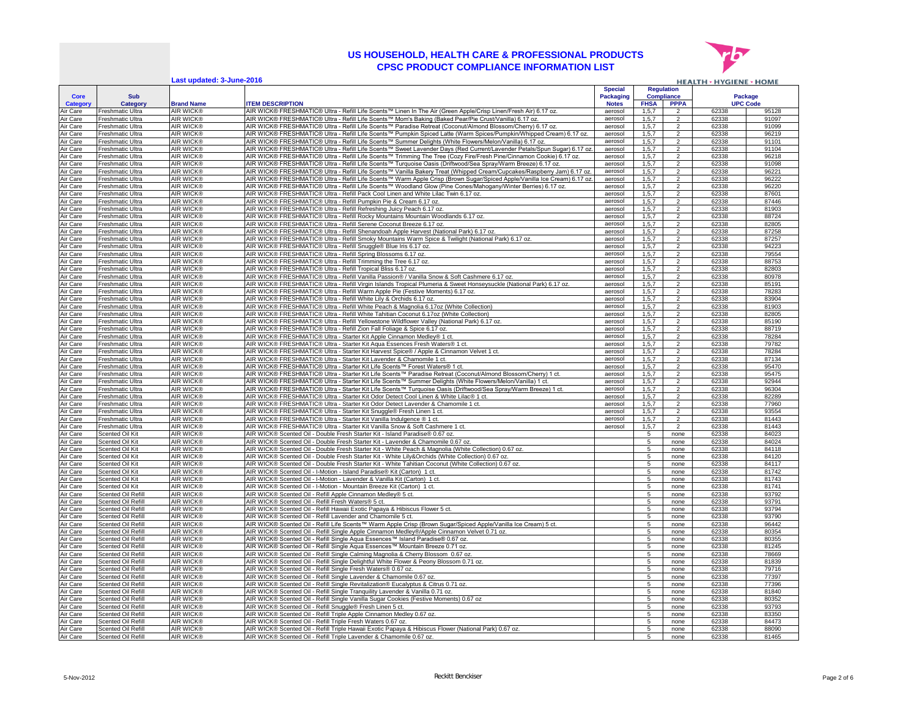# US HOUSEHOLD, HEALTH CARE & PROFESSIONAL PRODUCTS
## CPSC PRODUCT COMPLIANCE INFORMATION LIST

Last updated: 3-June-2016

| Core Category | Sub Category | Brand Name | ITEM DESCRIPTION | Special Packaging Notes | Regulation Compliance | | Package UPC Code | |
|---|---|---|---|---|---|---|---|---|
| | | | | | FHSA | PPPA | | |
| Air Care | Freshmatic Ultra | AIR WICK® | AIR WICK® FRESHMATIC® Ultra - Refill Life Scents™ Linen In The Air (Green Apple/Crisp Linen/Fresh Air) 6.17 oz. | aerosol | 1,5,7 | 2 | 62338 | 95128 |
| Air Care | Freshmatic Ultra | AIR WICK® | AIR WICK® FRESHMATIC® Ultra - Refill Life Scents™ Mom's Baking (Baked Pear/Pie Crust/Vanilla) 6.17 oz. | aerosol | 1,5,7 | 2 | 62338 | 91097 |
| Air Care | Freshmatic Ultra | AIR WICK® | AIR WICK® FRESHMATIC® Ultra - Refill Life Scents™ Paradise Retreat (Coconut/Almond Blossom/Cherry) 6.17 oz. | aerosol | 1,5,7 | 2 | 62338 | 91099 |
| Air Care | Freshmatic Ultra | AIR WICK® | AIR WICK® FRESHMATIC® Ultra - Refill Life Scents™ Pumpkin Spiced Latte (Warm Spices/Pumpkin/Whipped Cream) 6.17 oz. | aerosol | 1,5,7 | 2 | 62338 | 96219 |
| Air Care | Freshmatic Ultra | AIR WICK® | AIR WICK® FRESHMATIC® Ultra - Refill Life Scents™ Summer Delights (White Flowers/Melon/Vanilla) 6.17 oz. | aerosol | 1,5,7 | 2 | 62338 | 91101 |
| Air Care | Freshmatic Ultra | AIR WICK® | AIR WICK® FRESHMATIC® Ultra - Refill Life Scents™ Sweet Lavender Days (Red Current/Lavender Petals/Spun Sugar) 6.17 oz. | aerosol | 1,5,7 | 2 | 62338 | 91104 |
| Air Care | Freshmatic Ultra | AIR WICK® | AIR WICK® FRESHMATIC® Ultra - Refill Life Scents™ Trimming The Tree (Cozy Fire/Fresh Pine/Cinnamon Cookie) 6.17 oz. | aerosol | 1,5,7 | 2 | 62338 | 96218 |
| Air Care | Freshmatic Ultra | AIR WICK® | AIR WICK® FRESHMATIC® Ultra - Refill Life Scents™ Turquoise Oasis (Driftwood/Sea Spray/Warm Breeze) 6.17 oz. | aerosol | 1,5,7 | 2 | 62338 | 91098 |
| Air Care | Freshmatic Ultra | AIR WICK® | AIR WICK® FRESHMATIC® Ultra - Refill Life Scents™ Vanilla Bakery Treat (Whipped Cream/Cupcakes/Raspberry Jam) 6.17 oz. | aerosol | 1,5,7 | 2 | 62338 | 96221 |
| Air Care | Freshmatic Ultra | AIR WICK® | AIR WICK® FRESHMATIC® Ultra - Refill Life Scents™ Warm Apple Crisp (Brown Sugar/Spiced Apple/Vanilla Ice Cream) 6.17 oz. | aerosol | 1,5,7 | 2 | 62338 | 96222 |
| Air Care | Freshmatic Ultra | AIR WICK® | AIR WICK® FRESHMATIC® Ultra - Refill Life Scents™ Woodland Glow (Pine Cones/Mahogany/Winter Berries) 6.17 oz. | aerosol | 1,5,7 | 2 | 62338 | 96220 |
| Air Care | Freshmatic Ultra | AIR WICK® | AIR WICK® FRESHMATIC® Ultra - Refill Pack Cool Linen and White Lilac Twin 6.17 oz. | aerosol | 1,5,7 | 2 | 62338 | 87601 |
| Air Care | Freshmatic Ultra | AIR WICK® | AIR WICK® FRESHMATIC® Ultra - Refill Pumpkin Pie & Cream 6.17 oz. | aerosol | 1,5,7 | 2 | 62338 | 87446 |
| Air Care | Freshmatic Ultra | AIR WICK® | AIR WICK® FRESHMATIC® Ultra - Refill Refreshing Juicy Peach 6.17 oz. | aerosol | 1,5,7 | 2 | 62338 | 81903 |
| Air Care | Freshmatic Ultra | AIR WICK® | AIR WICK® FRESHMATIC® Ultra - Refill Rocky Mountains Mountain Woodlands 6.17 oz. | aerosol | 1,5,7 | 2 | 62338 | 88724 |
| Air Care | Freshmatic Ultra | AIR WICK® | AIR WICK® FRESHMATIC® Ultra - Refill Serene Coconut Breeze 6.17 oz. | aerosol | 1,5,7 | 2 | 62338 | 82805 |
| Air Care | Freshmatic Ultra | AIR WICK® | AIR WICK® FRESHMATIC® Ultra - Refill Shenandoah Apple Harvest (National Park) 6.17 oz. | aerosol | 1,5,7 | 2 | 62338 | 87258 |
| Air Care | Freshmatic Ultra | AIR WICK® | AIR WICK® FRESHMATIC® Ultra - Refill Smoky Mountains Warm Spice & Twilight (National Park) 6.17 oz. | aerosol | 1,5,7 | 2 | 62338 | 87257 |
| Air Care | Freshmatic Ultra | AIR WICK® | AIR WICK® FRESHMATIC® Ultra - Refill Snuggle® Blue Iris 6.17 oz. | aerosol | 1,5,7 | 2 | 62338 | 94223 |
| Air Care | Freshmatic Ultra | AIR WICK® | AIR WICK® FRESHMATIC® Ultra - Refill Spring Blossoms 6.17 oz. | aerosol | 1,5,7 | 2 | 62338 | 79554 |
| Air Care | Freshmatic Ultra | AIR WICK® | AIR WICK® FRESHMATIC® Ultra - Refill Trimming the Tree 6.17 oz. | aerosol | 1,5,7 | 2 | 62338 | 88753 |
| Air Care | Freshmatic Ultra | AIR WICK® | AIR WICK® FRESHMATIC® Ultra - Refill Tropical Bliss 6.17 oz. | aerosol | 1,5,7 | 2 | 62338 | 82803 |
| Air Care | Freshmatic Ultra | AIR WICK® | AIR WICK® FRESHMATIC® Ultra - Refill Vanilla Passion® / Vanilla Snow & Soft Cashmere 6.17 oz. | aerosol | 1,5,7 | 2 | 62338 | 80978 |
| Air Care | Freshmatic Ultra | AIR WICK® | AIR WICK® FRESHMATIC® Ultra - Refill Virgin Islands Tropical Plumeria & Sweet Honseysuckle (National Park) 6.17 oz. | aerosol | 1,5,7 | 2 | 62338 | 85191 |
| Air Care | Freshmatic Ultra | AIR WICK® | AIR WICK® FRESHMATIC® Ultra - Refill Warm Apple Pie (Festive Moments) 6.17 oz. | aerosol | 1,5,7 | 2 | 62338 | 78283 |
| Air Care | Freshmatic Ultra | AIR WICK® | AIR WICK® FRESHMATIC® Ultra - Refill White Lily & Orchids 6.17 oz. | aerosol | 1,5,7 | 2 | 62338 | 83904 |
| Air Care | Freshmatic Ultra | AIR WICK® | AIR WICK® FRESHMATIC® Ultra - Refill White Peach & Magnolia 6.17oz (White Collection) | aerosol | 1,5,7 | 2 | 62338 | 81903 |
| Air Care | Freshmatic Ultra | AIR WICK® | AIR WICK® FRESHMATIC® Ultra - Refill White Tahitian Coconut 6.17oz (White Collection) | aerosol | 1,5,7 | 2 | 62338 | 82805 |
| Air Care | Freshmatic Ultra | AIR WICK® | AIR WICK® FRESHMATIC® Ultra - Refill Yellowstone Wildflower Valley (National Park) 6.17 oz. | aerosol | 1,5,7 | 2 | 62338 | 85190 |
| Air Care | Freshmatic Ultra | AIR WICK® | AIR WICK® FRESHMATIC® Ultra - Refill Zion Fall Foliage & Spice 6.17 oz. | aerosol | 1,5,7 | 2 | 62338 | 88719 |
| Air Care | Freshmatic Ultra | AIR WICK® | AIR WICK® FRESHMATIC® Ultra - Starter Kit Apple Cinnamon Medley® 1 ct. | aerosol | 1,5,7 | 2 | 62338 | 78284 |
| Air Care | Freshmatic Ultra | AIR WICK® | AIR WICK® FRESHMATIC® Ultra - Starter Kit Aqua Essences Fresh Waters® 1 ct. | aerosol | 1,5,7 | 2 | 62338 | 79782 |
| Air Care | Freshmatic Ultra | AIR WICK® | AIR WICK® FRESHMATIC® Ultra - Starter Kit Harvest Spice® / Apple & Cinnamon Velvet 1 ct. | aerosol | 1,5,7 | 2 | 62338 | 78284 |
| Air Care | Freshmatic Ultra | AIR WICK® | AIR WICK® FRESHMATIC® Ultra - Starter Kit Lavender & Chamomile 1 ct. | aerosol | 1,5,7 | 2 | 62338 | 87134 |
| Air Care | Freshmatic Ultra | AIR WICK® | AIR WICK® FRESHMATIC® Ultra - Starter Kit Life Scents™ Forest Waters® 1 ct. | aerosol | 1,5,7 | 2 | 62338 | 95470 |
| Air Care | Freshmatic Ultra | AIR WICK® | AIR WICK® FRESHMATIC® Ultra - Starter Kit Life Scents™ Paradise Retreat (Coconut/Almond Blossom/Cherry) 1 ct. | aerosol | 1,5,7 | 2 | 62338 | 95475 |
| Air Care | Freshmatic Ultra | AIR WICK® | AIR WICK® FRESHMATIC® Ultra - Starter Kit Life Scents™ Summer Delights (White Flowers/Melon/Vanilla) 1 ct. | aerosol | 1,5,7 | 2 | 62338 | 92944 |
| Air Care | Freshmatic Ultra | AIR WICK® | AIR WICK® FRESHMATIC® Ultra - Starter Kit Life Scents™ Turquoise Oasis (Driftwood/Sea Spray/Warm Breeze) 1 ct. | aerosol | 1,5,7 | 2 | 62338 | 96304 |
| Air Care | Freshmatic Ultra | AIR WICK® | AIR WICK® FRESHMATIC® Ultra - Starter Kit Odor Detect Cool Linen & White Lilac® 1 ct. | aerosol | 1,5,7 | 2 | 62338 | 82289 |
| Air Care | Freshmatic Ultra | AIR WICK® | AIR WICK® FRESHMATIC® Ultra - Starter Kit Odor Detect Lavender & Chamomile 1 ct. | aerosol | 1,5,7 | 2 | 62338 | 77960 |
| Air Care | Freshmatic Ultra | AIR WICK® | AIR WICK® FRESHMATIC® Ultra - Starter Kit Snuggle® Fresh Linen 1 ct. | aerosol | 1,5,7 | 2 | 62338 | 93554 |
| Air Care | Freshmatic Ultra | AIR WICK® | AIR WICK® FRESHMATIC® Ultra - Starter Kit Vanilla Indulgence ® 1 ct. | aerosol | 1,5,7 | 2 | 62338 | 81443 |
| Air Care | Freshmatic Ultra | AIR WICK® | AIR WICK® FRESHMATIC® Ultra - Starter Kit Vanilla Snow & Soft Cashmere 1 ct. | aerosol | 1,5,7 | 2 | 62338 | 81443 |
| Air Care | Scented Oil Kit | AIR WICK® | AIR WICK® Scented Oil - Double Fresh Starter Kit - Island Paradise® 0.67 oz. | | 5 | none | 62338 | 84023 |
| Air Care | Scented Oil Kit | AIR WICK® | AIR WICK® Scented Oil - Double Fresh Starter Kit - Lavender & Chamomile 0.67 oz. | | 5 | none | 62338 | 84024 |
| Air Care | Scented Oil Kit | AIR WICK® | AIR WICK® Scented Oil - Double Fresh Starter Kit - White Peach & Magnolia (White Collection) 0.67 oz. | | 5 | none | 62338 | 84118 |
| Air Care | Scented Oil Kit | AIR WICK® | AIR WICK® Scented Oil - Double Fresh Starter Kit - White Lily&Orchids (White Collection) 0.67 oz. | | 5 | none | 62338 | 84120 |
| Air Care | Scented Oil Kit | AIR WICK® | AIR WICK® Scented Oil - Double Fresh Starter Kit - White Tahitian Coconut (White Collection) 0.67 oz. | | 5 | none | 62338 | 84117 |
| Air Care | Scented Oil Kit | AIR WICK® | AIR WICK® Scented Oil - I-Motion - Island Paradise® Kit (Carton) 1 ct. | | 5 | none | 62338 | 81742 |
| Air Care | Scented Oil Kit | AIR WICK® | AIR WICK® Scented Oil - I-Motion - Lavender & Vanilla Kit (Carton) 1 ct. | | 5 | none | 62338 | 81743 |
| Air Care | Scented Oil Kit | AIR WICK® | AIR WICK® Scented Oil - I-Motion - Mountain Breeze Kit (Carton) 1 ct. | | 5 | none | 62338 | 81741 |
| Air Care | Scented Oil Refill | AIR WICK® | AIR WICK® Scented Oil - Refill Apple Cinnamon Medley® 5 ct. | | 5 | none | 62338 | 93792 |
| Air Care | Scented Oil Refill | AIR WICK® | AIR WICK® Scented Oil - Refill Fresh Waters® 5 ct. | | 5 | none | 62338 | 93791 |
| Air Care | Scented Oil Refill | AIR WICK® | AIR WICK® Scented Oil - Refill Hawaii Exotic Papaya & Hibiscus Flower 5 ct. | | 5 | none | 62338 | 93794 |
| Air Care | Scented Oil Refill | AIR WICK® | AIR WICK® Scented Oil - Refill Lavender and Chamomile 5 ct. | | 5 | none | 62338 | 93790 |
| Air Care | Scented Oil Refill | AIR WICK® | AIR WICK® Scented Oil - Refill Life Scents™ Warm Apple Crisp (Brown Sugar/Spiced Apple/Vanilla Ice Cream) 5 ct. | | 5 | none | 62338 | 96442 |
| Air Care | Scented Oil Refill | AIR WICK® | AIR WICK® Scented Oil - Refill Single Apple Cinnamon Medley®/Apple Cinnamon Velvet 0.71 oz. | | 5 | none | 62338 | 80354 |
| Air Care | Scented Oil Refill | AIR WICK® | AIR WICK® Scented Oil - Refill Single Aqua Essences™ Island Paradise® 0.67 oz. | | 5 | none | 62338 | 80355 |
| Air Care | Scented Oil Refill | AIR WICK® | AIR WICK® Scented Oil - Refill Single Aqua Essences™ Mountain Breeze 0.71 oz. | | 5 | none | 62338 | 81245 |
| Air Care | Scented Oil Refill | AIR WICK® | AIR WICK® Scented Oil - Refill Single Calming Magnolia & Cherry Blossom 0.67 oz. | | 5 | none | 62338 | 78669 |
| Air Care | Scented Oil Refill | AIR WICK® | AIR WICK® Scented Oil - Refill Single Delightful White Flower & Peony Blossom 0.71 oz. | | 5 | none | 62338 | 81839 |
| Air Care | Scented Oil Refill | AIR WICK® | AIR WICK® Scented Oil - Refill Single Fresh Waters® 0.67 oz. | | 5 | none | 62338 | 79716 |
| Air Care | Scented Oil Refill | AIR WICK® | AIR WICK® Scented Oil - Refill Single Lavender & Chamomile 0.67 oz. | | 5 | none | 62338 | 77397 |
| Air Care | Scented Oil Refill | AIR WICK® | AIR WICK® Scented Oil - Refill Single Revitalization® Eucalyptus & Citrus 0.71 oz. | | 5 | none | 62338 | 77396 |
| Air Care | Scented Oil Refill | AIR WICK® | AIR WICK® Scented Oil - Refill Single Tranquility Lavender & Vanilla 0.71 oz. | | 5 | none | 62338 | 81840 |
| Air Care | Scented Oil Refill | AIR WICK® | AIR WICK® Scented Oil - Refill Single Vanilla Sugar Cookies (Festive Moments) 0.67 oz | | 5 | none | 62338 | 80352 |
| Air Care | Scented Oil Refill | AIR WICK® | AIR WICK® Scented Oil - Refill Snuggle® Fresh Linen 5 ct. | | 5 | none | 62338 | 93793 |
| Air Care | Scented Oil Refill | AIR WICK® | AIR WICK® Scented Oil - Refill Triple Apple Cinnamon Medley 0.67 oz. | | 5 | none | 62338 | 83350 |
| Air Care | Scented Oil Refill | AIR WICK® | AIR WICK® Scented Oil - Refill Triple Fresh Waters 0.67 oz. | | 5 | none | 62338 | 84473 |
| Air Care | Scented Oil Refill | AIR WICK® | AIR WICK® Scented Oil - Refill Triple Hawaii Exotic Papaya & Hibiscus Flower (National Park) 0.67 oz. | | 5 | none | 62338 | 88090 |
| Air Care | Scented Oil Refill | AIR WICK® | AIR WICK® Scented Oil - Refill Triple Lavender & Chamomile 0.67 oz. | | 5 | none | 62338 | 81465 |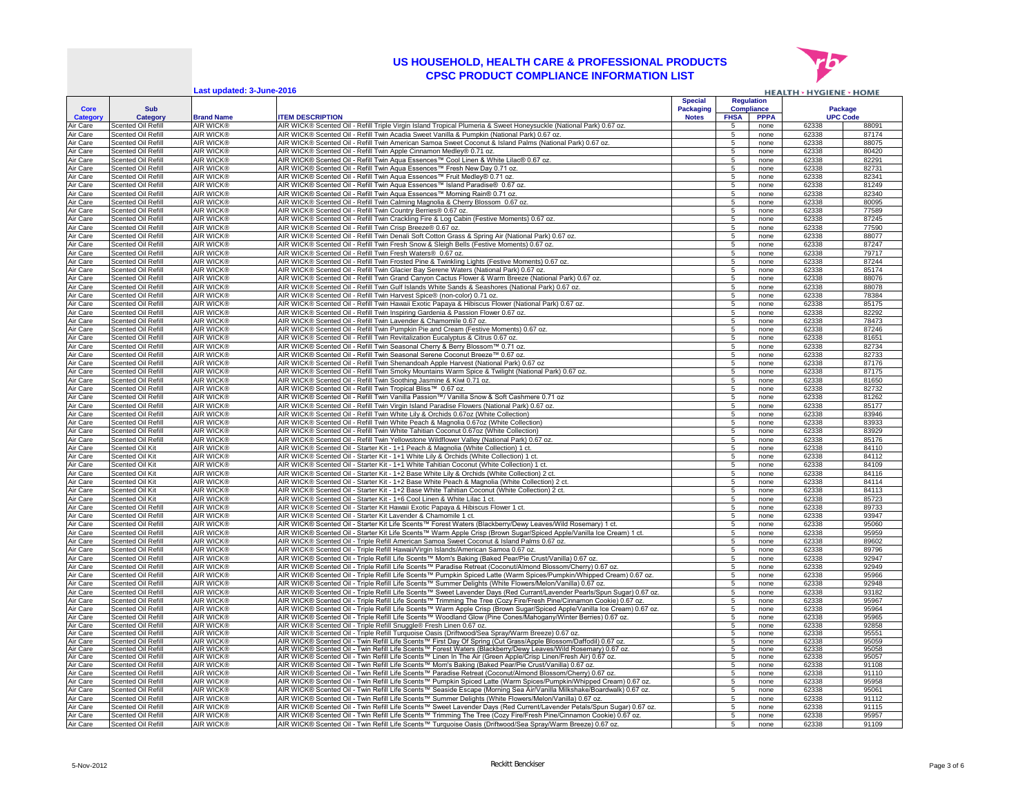# US HOUSEHOLD, HEALTH CARE & PROFESSIONAL PRODUCTS
## CPSC PRODUCT COMPLIANCE INFORMATION LIST

Last updated: 3-June-2016

| Core Category | Sub Category | Brand Name | ITEM DESCRIPTION | Special Packaging Notes | Regulation Compliance FHSA | Regulation Compliance PPPA | Package UPC Code | |
|---|---|---|---|---|---|---|---|---|
| Air Care | Scented Oil Refill | AIR WICK® | AIR WICK® Scented Oil - Refill Triple Virgin Island Tropical Plumeria & Sweet Honeysuckle (National Park) 0.67 oz. | | 5 | none | 62338 | 88091 |
| Air Care | Scented Oil Refill | AIR WICK® | AIR WICK® Scented Oil - Refill Twin Acadia Sweet Vanilla & Pumpkin (National Park) 0.67 oz. | | 5 | none | 62338 | 87174 |
| Air Care | Scented Oil Refill | AIR WICK® | AIR WICK® Scented Oil - Refill Twin American Samoa Sweet Coconut & Island Palms (National Park) 0.67 oz. | | 5 | none | 62338 | 88075 |
| Air Care | Scented Oil Refill | AIR WICK® | AIR WICK® Scented Oil - Refill Twin Apple Cinnamon Medley® 0.71 oz. | | 5 | none | 62338 | 80420 |
| Air Care | Scented Oil Refill | AIR WICK® | AIR WICK® Scented Oil - Refill Twin Aqua Essences™ Cool Linen & White Lilac® 0.67 oz. | | 5 | none | 62338 | 82291 |
| Air Care | Scented Oil Refill | AIR WICK® | AIR WICK® Scented Oil - Refill Twin Aqua Essences™ Fresh New Day 0.71 oz. | | 5 | none | 62338 | 82731 |
| Air Care | Scented Oil Refill | AIR WICK® | AIR WICK® Scented Oil - Refill Twin Aqua Essences™ Fruit Medley® 0.71 oz. | | 5 | none | 62338 | 82341 |
| Air Care | Scented Oil Refill | AIR WICK® | AIR WICK® Scented Oil - Refill Twin Aqua Essences™ Island Paradise® 0.67 oz. | | 5 | none | 62338 | 81249 |
| Air Care | Scented Oil Refill | AIR WICK® | AIR WICK® Scented Oil - Refill Twin Aqua Essences™ Morning Rain® 0.71 oz. | | 5 | none | 62338 | 82340 |
| Air Care | Scented Oil Refill | AIR WICK® | AIR WICK® Scented Oil - Refill Twin Calming Magnolia & Cherry Blossom 0.67 oz. | | 5 | none | 62338 | 80095 |
| Air Care | Scented Oil Refill | AIR WICK® | AIR WICK® Scented Oil - Refill Twin Country Berries® 0.67 oz. | | 5 | none | 62338 | 77589 |
| Air Care | Scented Oil Refill | AIR WICK® | AIR WICK® Scented Oil - Refill Twin Crackling Fire & Log Cabin (Festive Moments) 0.67 oz. | | 5 | none | 62338 | 87245 |
| Air Care | Scented Oil Refill | AIR WICK® | AIR WICK® Scented Oil - Refill Twin Crisp Breeze® 0.67 oz. | | 5 | none | 62338 | 77590 |
| Air Care | Scented Oil Refill | AIR WICK® | AIR WICK® Scented Oil - Refill Twin Denali Soft Cotton Grass & Spring Air (National Park) 0.67 oz. | | 5 | none | 62338 | 88077 |
| Air Care | Scented Oil Refill | AIR WICK® | AIR WICK® Scented Oil - Refill Twin Fresh Snow & Sleigh Bells (Festive Moments) 0.67 oz. | | 5 | none | 62338 | 87247 |
| Air Care | Scented Oil Refill | AIR WICK® | AIR WICK® Scented Oil - Refill Twin Fresh Waters® 0.67 oz. | | 5 | none | 62338 | 79717 |
| Air Care | Scented Oil Refill | AIR WICK® | AIR WICK® Scented Oil - Refill Twin Frosted Pine & Twinkling Lights (Festive Moments) 0.67 oz. | | 5 | none | 62338 | 87244 |
| Air Care | Scented Oil Refill | AIR WICK® | AIR WICK® Scented Oil - Refill Twin Glacier Bay Serene Waters (National Park) 0.67 oz. | | 5 | none | 62338 | 85174 |
| Air Care | Scented Oil Refill | AIR WICK® | AIR WICK® Scented Oil - Refill Twin Grand Canyon Cactus Flower & Warm Breeze (National Park) 0.67 oz. | | 5 | none | 62338 | 88076 |
| Air Care | Scented Oil Refill | AIR WICK® | AIR WICK® Scented Oil - Refill Twin Gulf Islands White Sands & Seashores (National Park) 0.67 oz. | | 5 | none | 62338 | 88078 |
| Air Care | Scented Oil Refill | AIR WICK® | AIR WICK® Scented Oil - Refill Twin Harvest Spice® (non-color) 0.71 oz. | | 5 | none | 62338 | 78384 |
| Air Care | Scented Oil Refill | AIR WICK® | AIR WICK® Scented Oil - Refill Twin Hawaii Exotic Papaya & Hibiscus Flower (National Park) 0.67 oz. | | 5 | none | 62338 | 85175 |
| Air Care | Scented Oil Refill | AIR WICK® | AIR WICK® Scented Oil - Refill Twin Inspiring Gardenia & Passion Flower 0.67 oz. | | 5 | none | 62338 | 82292 |
| Air Care | Scented Oil Refill | AIR WICK® | AIR WICK® Scented Oil - Refill Twin Lavender & Chamomile 0.67 oz. | | 5 | none | 62338 | 78473 |
| Air Care | Scented Oil Refill | AIR WICK® | AIR WICK® Scented Oil - Refill Twin Pumpkin Pie and Cream (Festive Moments) 0.67 oz. | | 5 | none | 62338 | 87246 |
| Air Care | Scented Oil Refill | AIR WICK® | AIR WICK® Scented Oil - Refill Twin Revitalization Eucalyptus & Citrus 0.67 oz. | | 5 | none | 62338 | 81651 |
| Air Care | Scented Oil Refill | AIR WICK® | AIR WICK® Scented Oil - Refill Twin Seasonal Cherry & Berry Blossom™ 0.71 oz. | | 5 | none | 62338 | 82734 |
| Air Care | Scented Oil Refill | AIR WICK® | AIR WICK® Scented Oil - Refill Twin Seasonal Serene Coconut Breeze™ 0.67 oz. | | 5 | none | 62338 | 82733 |
| Air Care | Scented Oil Refill | AIR WICK® | AIR WICK® Scented Oil - Refill Twin Shenandoah Apple Harvest (National Park) 0.67 oz | | 5 | none | 62338 | 87176 |
| Air Care | Scented Oil Refill | AIR WICK® | AIR WICK® Scented Oil - Refill Twin Smoky Mountains Warm Spice & Twilight (National Park) 0.67 oz. | | 5 | none | 62338 | 87175 |
| Air Care | Scented Oil Refill | AIR WICK® | AIR WICK® Scented Oil - Refill Twin Soothing Jasmine & Kiwi 0.71 oz. | | 5 | none | 62338 | 81650 |
| Air Care | Scented Oil Refill | AIR WICK® | AIR WICK® Scented Oil - Refill Twin Tropical Bliss™ 0.67 oz. | | 5 | none | 62338 | 82732 |
| Air Care | Scented Oil Refill | AIR WICK® | AIR WICK® Scented Oil - Refill Twin Vanilla Passion™/ Vanilla Snow & Soft Cashmere 0.71 oz | | 5 | none | 62338 | 81262 |
| Air Care | Scented Oil Refill | AIR WICK® | AIR WICK® Scented Oil - Refill Twin Virgin Island Paradise Flowers (National Park) 0.67 oz. | | 5 | none | 62338 | 85177 |
| Air Care | Scented Oil Refill | AIR WICK® | AIR WICK® Scented Oil - Refill Twin White Lily & Orchids 0.67oz (White Collection) | | 5 | none | 62338 | 83946 |
| Air Care | Scented Oil Refill | AIR WICK® | AIR WICK® Scented Oil - Refill Twin White Peach & Magnolia 0.67oz (White Collection) | | 5 | none | 62338 | 83933 |
| Air Care | Scented Oil Refill | AIR WICK® | AIR WICK® Scented Oil - Refill Twin White Tahitian Coconut 0.67oz (White Collection) | | 5 | none | 62338 | 83929 |
| Air Care | Scented Oil Refill | AIR WICK® | AIR WICK® Scented Oil - Refill Twin Yellowstone Wildflower Valley (National Park) 0.67 oz. | | 5 | none | 62338 | 85176 |
| Air Care | Scented Oil Kit | AIR WICK® | AIR WICK® Scented Oil - Starter Kit - 1+1 Peach & Magnolia (White Collection) 1 ct. | | 5 | none | 62338 | 84110 |
| Air Care | Scented Oil Kit | AIR WICK® | AIR WICK® Scented Oil - Starter Kit - 1+1 White Lily & Orchids (White Collection) 1 ct. | | 5 | none | 62338 | 84112 |
| Air Care | Scented Oil Kit | AIR WICK® | AIR WICK® Scented Oil - Starter Kit - 1+1 White Tahitian Coconut (White Collection) 1 ct. | | 5 | none | 62338 | 84109 |
| Air Care | Scented Oil Kit | AIR WICK® | AIR WICK® Scented Oil - Starter Kit - 1+2 Base White Lily & Orchids (White Collection) 2 ct. | | 5 | none | 62338 | 84116 |
| Air Care | Scented Oil Kit | AIR WICK® | AIR WICK® Scented Oil - Starter Kit - 1+2 Base White Peach & Magnolia (White Collection) 2 ct. | | 5 | none | 62338 | 84114 |
| Air Care | Scented Oil Kit | AIR WICK® | AIR WICK® Scented Oil - Starter Kit - 1+2 Base White Tahitian Coconut (White Collection) 2 ct. | | 5 | none | 62338 | 84113 |
| Air Care | Scented Oil Kit | AIR WICK® | AIR WICK® Scented Oil - Starter Kit - 1+6 Cool Linen & White Lilac 1 ct. | | 5 | none | 62338 | 85723 |
| Air Care | Scented Oil Refill | AIR WICK® | AIR WICK® Scented Oil - Starter Kit Hawaii Exotic Papaya & Hibiscus Flower 1 ct. | | 5 | none | 62338 | 89733 |
| Air Care | Scented Oil Refill | AIR WICK® | AIR WICK® Scented Oil - Starter Kit Lavender & Chamomile 1 ct. | | 5 | none | 62338 | 93947 |
| Air Care | Scented Oil Refill | AIR WICK® | AIR WICK® Scented Oil - Starter Kit Life Scents™ Forest Waters (Blackberry/Dewy Leaves/Wild Rosemary) 1 ct. | | 5 | none | 62338 | 95060 |
| Air Care | Scented Oil Refill | AIR WICK® | AIR WICK® Scented Oil - Starter Kit Life Scents™ Warm Apple Crisp (Brown Sugar/Spiced Apple/Vanilla Ice Cream) 1 ct. | | 5 | none | 62338 | 95959 |
| Air Care | Scented Oil Refill | AIR WICK® | AIR WICK® Scented Oil - Triple Refill American Samoa Sweet Coconut & Island Palms 0.67 oz. | | 5 | none | 62338 | 89602 |
| Air Care | Scented Oil Refill | AIR WICK® | AIR WICK® Scented Oil - Triple Refill Hawaii/Virgin Islands/American Samoa 0.67 oz. | | 5 | none | 62338 | 89796 |
| Air Care | Scented Oil Refill | AIR WICK® | AIR WICK® Scented Oil - Triple Refill Life Scents™ Mom's Baking (Baked Pear/Pie Crust/Vanilla) 0.67 oz. | | 5 | none | 62338 | 92947 |
| Air Care | Scented Oil Refill | AIR WICK® | AIR WICK® Scented Oil - Triple Refill Life Scents™ Paradise Retreat (Coconut/Almond Blossom/Cherry) 0.67 oz. | | 5 | none | 62338 | 92949 |
| Air Care | Scented Oil Refill | AIR WICK® | AIR WICK® Scented Oil - Triple Refill Life Scents™ Pumpkin Spiced Latte (Warm Spices/Pumpkin/Whipped Cream) 0.67 oz. | | 5 | none | 62338 | 95966 |
| Air Care | Scented Oil Refill | AIR WICK® | AIR WICK® Scented Oil - Triple Refill Life Scents™ Summer Delights (White Flowers/Melon/Vanilla) 0.67 oz. | | 5 | none | 62338 | 92948 |
| Air Care | Scented Oil Refill | AIR WICK® | AIR WICK® Scented Oil - Triple Refill Life Scents™ Sweet Lavender Days (Red Currant/Lavender Pearls/Spun Sugar) 0.67 oz. | | 5 | none | 62338 | 93182 |
| Air Care | Scented Oil Refill | AIR WICK® | AIR WICK® Scented Oil - Triple Refill Life Scents™ Trimming The Tree (Cozy Fire/Fresh Pine/Cinnamon Cookie) 0.67 oz. | | 5 | none | 62338 | 95967 |
| Air Care | Scented Oil Refill | AIR WICK® | AIR WICK® Scented Oil - Triple Refill Life Scents™ Warm Apple Crisp (Brown Sugar/Spiced Apple/Vanilla Ice Cream) 0.67 oz. | | 5 | none | 62338 | 95964 |
| Air Care | Scented Oil Refill | AIR WICK® | AIR WICK® Scented Oil - Triple Refill Life Scents™ Woodland Glow (Pine Cones/Mahogany/Winter Berries) 0.67 oz. | | 5 | none | 62338 | 95965 |
| Air Care | Scented Oil Refill | AIR WICK® | AIR WICK® Scented Oil - Triple Refill Snuggle® Fresh Linen 0.67 oz. | | 5 | none | 62338 | 92858 |
| Air Care | Scented Oil Refill | AIR WICK® | AIR WICK® Scented Oil - Triple Refill Turquoise Oasis (Driftwood/Sea Spray/Warm Breeze) 0.67 oz. | | 5 | none | 62338 | 95551 |
| Air Care | Scented Oil Refill | AIR WICK® | AIR WICK® Scented Oil - Twin Refill Life Scents™ First Day Of Spring (Cut Grass/Apple Blossom/Daffodil) 0.67 oz. | | 5 | none | 62338 | 95059 |
| Air Care | Scented Oil Refill | AIR WICK® | AIR WICK® Scented Oil - Twin Refill Life Scents™ Forest Waters (Blackberry/Dewy Leaves/Wild Rosemary) 0.67 oz. | | 5 | none | 62338 | 95058 |
| Air Care | Scented Oil Refill | AIR WICK® | AIR WICK® Scented Oil - Twin Refill Life Scents™ Linen In The Air (Green Apple/Crisp Linen/Fresh Air) 0.67 oz. | | 5 | none | 62338 | 95057 |
| Air Care | Scented Oil Refill | AIR WICK® | AIR WICK® Scented Oil - Twin Refill Life Scents™ Mom's Baking (Baked Pear/Pie Crust/Vanilla) 0.67 oz. | | 5 | none | 62338 | 91108 |
| Air Care | Scented Oil Refill | AIR WICK® | AIR WICK® Scented Oil - Twin Refill Life Scents™ Paradise Retreat (Coconut/Almond Blossom/Cherry) 0.67 oz. | | 5 | none | 62338 | 91110 |
| Air Care | Scented Oil Refill | AIR WICK® | AIR WICK® Scented Oil - Twin Refill Life Scents™ Pumpkin Spiced Latte (Warm Spices/Pumpkin/Whipped Cream) 0.67 oz. | | 5 | none | 62338 | 95958 |
| Air Care | Scented Oil Refill | AIR WICK® | AIR WICK® Scented Oil - Twin Refill Life Scents™ Seaside Escape (Morning Sea Air/Vanilla Milkshake/Boardwalk) 0.67 oz. | | 5 | none | 62338 | 95061 |
| Air Care | Scented Oil Refill | AIR WICK® | AIR WICK® Scented Oil - Twin Refill Life Scents™ Summer Delights (White Flowers/Melon/Vanilla) 0.67 oz. | | 5 | none | 62338 | 91112 |
| Air Care | Scented Oil Refill | AIR WICK® | AIR WICK® Scented Oil - Twin Refill Life Scents™ Sweet Lavender Days (Red Current/Lavender Petals/Spun Sugar) 0.67 oz. | | 5 | none | 62338 | 91115 |
| Air Care | Scented Oil Refill | AIR WICK® | AIR WICK® Scented Oil - Twin Refill Life Scents™ Trimming The Tree (Cozy Fire/Fresh Pine/Cinnamon Cookie) 0.67 oz. | | 5 | none | 62338 | 95957 |
| Air Care | Scented Oil Refill | AIR WICK® | AIR WICK® Scented Oil - Twin Refill Life Scents™ Turquoise Oasis (Driftwood/Sea Spray/Warm Breeze) 0.67 oz. | | 5 | none | 62338 | 91109 |

5-Nov-2012

Reckitt Benckiser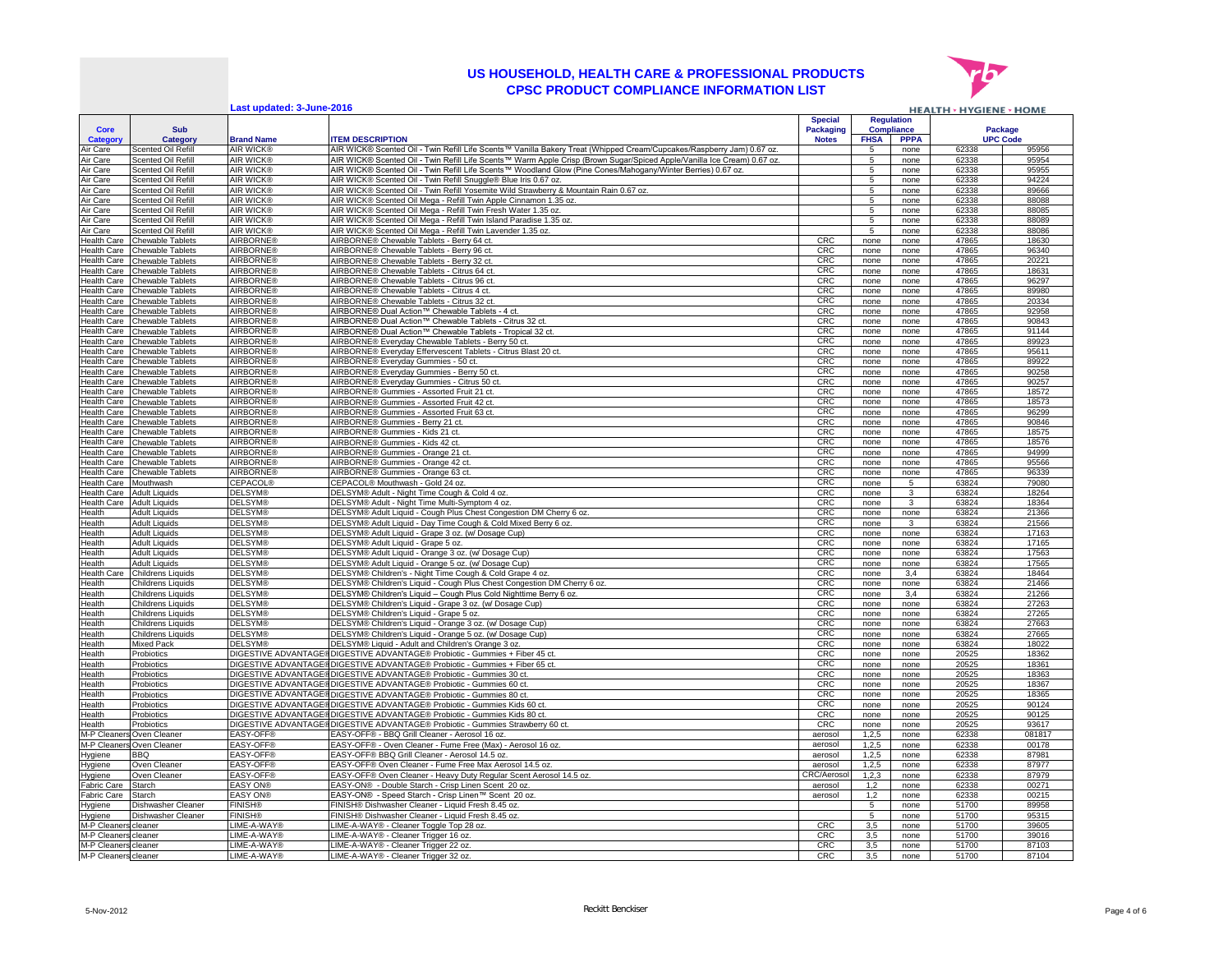# US HOUSEHOLD, HEALTH CARE & PROFESSIONAL PRODUCTS
## CPSC PRODUCT COMPLIANCE INFORMATION LIST

**Last updated: 3-June-2016**

HEALTH · HYGIENE · HOME

| Core Category | Sub Category | Brand Name | ITEM DESCRIPTION | Special Packaging Notes | Regulation Compliance FHSA | PPPA | Package UPC Code | |
|---|---|---|---|---|---|---|---|---|
| Air Care | Scented Oil Refill | AIR WICK® | AIR WICK® Scented Oil - Twin Refill Life Scents™ Vanilla Bakery Treat (Whipped Cream/Cupcakes/Raspberry Jam) 0.67 oz. | | 5 | none | 62338 | 95956 |
| Air Care | Scented Oil Refill | AIR WICK® | AIR WICK® Scented Oil - Twin Refill Life Scents™ Warm Apple Crisp (Brown Sugar/Spiced Apple/Vanilla Ice Cream) 0.67 oz. | | 5 | none | 62338 | 95954 |
| Air Care | Scented Oil Refill | AIR WICK® | AIR WICK® Scented Oil - Twin Refill Life Scents™ Woodland Glow (Pine Cones/Mahogany/Winter Berries) 0.67 oz. | | 5 | none | 62338 | 95955 |
| Air Care | Scented Oil Refill | AIR WICK® | AIR WICK® Scented Oil - Twin Refill Snuggle® Blue Iris 0.67 oz. | | 5 | none | 62338 | 94224 |
| Air Care | Scented Oil Refill | AIR WICK® | AIR WICK® Scented Oil - Twin Refill Yosemite Wild Strawberry & Mountain Rain 0.67 oz. | | 5 | none | 62338 | 89666 |
| Air Care | Scented Oil Refill | AIR WICK® | AIR WICK® Scented Oil Mega - Refill Twin Apple Cinnamon 1.35 oz. | | 5 | none | 62338 | 88088 |
| Air Care | Scented Oil Refill | AIR WICK® | AIR WICK® Scented Oil Mega - Refill Twin Fresh Water 1.35 oz. | | 5 | none | 62338 | 88085 |
| Air Care | Scented Oil Refill | AIR WICK® | AIR WICK® Scented Oil Mega - Refill Twin Island Paradise 1.35 oz. | | 5 | none | 62338 | 88089 |
| Air Care | Scented Oil Refill | AIR WICK® | AIR WICK® Scented Oil Mega - Refill Twin Lavender 1.35 oz. | | 5 | none | 62338 | 88086 |
| Health Care | Chewable Tablets | AIRBORNE® | AIRBORNE® Chewable Tablets - Berry 64 ct. | CRC | none | none | 47865 | 18630 |
| Health Care | Chewable Tablets | AIRBORNE® | AIRBORNE® Chewable Tablets - Berry 96 ct. | CRC | none | none | 47865 | 96340 |
| Health Care | Chewable Tablets | AIRBORNE® | AIRBORNE® Chewable Tablets - Berry 32 ct. | CRC | none | none | 47865 | 20221 |
| Health Care | Chewable Tablets | AIRBORNE® | AIRBORNE® Chewable Tablets - Citrus 64 ct. | CRC | none | none | 47865 | 18631 |
| Health Care | Chewable Tablets | AIRBORNE® | AIRBORNE® Chewable Tablets - Citrus 96 ct. | CRC | none | none | 47865 | 96297 |
| Health Care | Chewable Tablets | AIRBORNE® | AIRBORNE® Chewable Tablets - Citrus 4 ct. | CRC | none | none | 47865 | 89980 |
| Health Care | Chewable Tablets | AIRBORNE® | AIRBORNE® Chewable Tablets - Citrus 32 ct. | CRC | none | none | 47865 | 20334 |
| Health Care | Chewable Tablets | AIRBORNE® | AIRBORNE® Dual Action™ Chewable Tablets - 4 ct. | CRC | none | none | 47865 | 92958 |
| Health Care | Chewable Tablets | AIRBORNE® | AIRBORNE® Dual Action™ Chewable Tablets - Citrus 32 ct. | CRC | none | none | 47865 | 90843 |
| Health Care | Chewable Tablets | AIRBORNE® | AIRBORNE® Dual Action™ Chewable Tablets - Tropical 32 ct. | CRC | none | none | 47865 | 91144 |
| Health Care | Chewable Tablets | AIRBORNE® | AIRBORNE® Everyday Chewable Tablets - Berry 50 ct. | CRC | none | none | 47865 | 89923 |
| Health Care | Chewable Tablets | AIRBORNE® | AIRBORNE® Everyday Effervescent Tablets - Citrus Blast 20 ct. | CRC | none | none | 47865 | 95611 |
| Health Care | Chewable Tablets | AIRBORNE® | AIRBORNE® Everyday Gummies - 50 ct. | CRC | none | none | 47865 | 89922 |
| Health Care | Chewable Tablets | AIRBORNE® | AIRBORNE® Everyday Gummies - Berry 50 ct. | CRC | none | none | 47865 | 90258 |
| Health Care | Chewable Tablets | AIRBORNE® | AIRBORNE® Everyday Gummies - Citrus 50 ct. | CRC | none | none | 47865 | 90257 |
| Health Care | Chewable Tablets | AIRBORNE® | AIRBORNE® Gummies - Assorted Fruit 21 ct. | CRC | none | none | 47865 | 18572 |
| Health Care | Chewable Tablets | AIRBORNE® | AIRBORNE® Gummies - Assorted Fruit 42 ct. | CRC | none | none | 47865 | 18573 |
| Health Care | Chewable Tablets | AIRBORNE® | AIRBORNE® Gummies - Assorted Fruit 63 ct. | CRC | none | none | 47865 | 96299 |
| Health Care | Chewable Tablets | AIRBORNE® | AIRBORNE® Gummies - Berry 21 ct. | CRC | none | none | 47865 | 90846 |
| Health Care | Chewable Tablets | AIRBORNE® | AIRBORNE® Gummies - Kids 21 ct. | CRC | none | none | 47865 | 18575 |
| Health Care | Chewable Tablets | AIRBORNE® | AIRBORNE® Gummies - Kids 42 ct. | CRC | none | none | 47865 | 18576 |
| Health Care | Chewable Tablets | AIRBORNE® | AIRBORNE® Gummies - Orange 21 ct. | CRC | none | none | 47865 | 94999 |
| Health Care | Chewable Tablets | AIRBORNE® | AIRBORNE® Gummies - Orange 42 ct. | CRC | none | none | 47865 | 95566 |
| Health Care | Chewable Tablets | AIRBORNE® | AIRBORNE® Gummies - Orange 63 ct. | CRC | none | none | 47865 | 96339 |
| Health Care | Mouthwash | CEPACOL® | CEPACOL® Mouthwash - Gold 24 oz. | CRC | none | 5 | 63824 | 79080 |
| Health Care | Adult Liquids | DELSYM® | DELSYM® Adult - Night Time Cough & Cold 4 oz. | CRC | none | 3 | 63824 | 18264 |
| Health Care | Adult Liquids | DELSYM® | DELSYM® Adult - Night Time Multi-Symptom 4 oz. | CRC | none | 3 | 63824 | 18364 |
| Health | Adult Liquids | DELSYM® | DELSYM® Adult Liquid - Cough Plus Chest Congestion DM Cherry 6 oz. | CRC | none | none | 63824 | 21366 |
| Health | Adult Liquids | DELSYM® | DELSYM® Adult Liquid - Day Time Cough & Cold Mixed Berry 6 oz. | CRC | none | 3 | 63824 | 21566 |
| Health | Adult Liquids | DELSYM® | DELSYM® Adult Liquid - Grape 3 oz. (w/ Dosage Cup) | CRC | none | none | 63824 | 17163 |
| Health | Adult Liquids | DELSYM® | DELSYM® Adult Liquid - Grape 5 oz. | CRC | none | none | 63824 | 17165 |
| Health | Adult Liquids | DELSYM® | DELSYM® Adult Liquid - Orange 3 oz. (w/ Dosage Cup) | CRC | none | none | 63824 | 17563 |
| Health | Adult Liquids | DELSYM® | DELSYM® Adult Liquid - Orange 5 oz. (w/ Dosage Cup) | CRC | none | none | 63824 | 17565 |
| Health Care | Childrens Liquids | DELSYM® | DELSYM® Children's - Night Time Cough & Cold Grape 4 oz. | CRC | none | 3,4 | 63824 | 18464 |
| Health | Childrens Liquids | DELSYM® | DELSYM® Children's Liquid - Cough Plus Chest Congestion DM Cherry 6 oz. | CRC | none | none | 63824 | 21466 |
| Health | Childrens Liquids | DELSYM® | DELSYM® Children's Liquid – Cough Plus Cold Nighttime Berry 6 oz. | CRC | none | 3,4 | 63824 | 21266 |
| Health | Childrens Liquids | DELSYM® | DELSYM® Children's Liquid - Grape 3 oz. (w/ Dosage Cup) | CRC | none | none | 63824 | 27263 |
| Health | Childrens Liquids | DELSYM® | DELSYM® Children's Liquid - Grape 5 oz. | CRC | none | none | 63824 | 27265 |
| Health | Childrens Liquids | DELSYM® | DELSYM® Children's Liquid - Orange 3 oz. (w/ Dosage Cup) | CRC | none | none | 63824 | 27663 |
| Health | Childrens Liquids | DELSYM® | DELSYM® Children's Liquid - Orange 5 oz. (w/ Dosage Cup) | CRC | none | none | 63824 | 27665 |
| Health | Mixed Pack | DELSYM® | DELSYM® Liquid - Adult and Children's Orange 3 oz. | CRC | none | none | 63824 | 18022 |
| Health | Probiotics | DIGESTIVE ADVANTAGE® | DIGESTIVE ADVANTAGE® Probiotic - Gummies + Fiber 45 ct. | CRC | none | none | 20525 | 18362 |
| Health | Probiotics | DIGESTIVE ADVANTAGE® | DIGESTIVE ADVANTAGE® Probiotic - Gummies + Fiber 65 ct. | CRC | none | none | 20525 | 18361 |
| Health | Probiotics | DIGESTIVE ADVANTAGE® | DIGESTIVE ADVANTAGE® Probiotic - Gummies 30 ct. | CRC | none | none | 20525 | 18363 |
| Health | Probiotics | DIGESTIVE ADVANTAGE® | DIGESTIVE ADVANTAGE® Probiotic - Gummies 60 ct. | CRC | none | none | 20525 | 18367 |
| Health | Probiotics | DIGESTIVE ADVANTAGE® | DIGESTIVE ADVANTAGE® Probiotic - Gummies 80 ct. | CRC | none | none | 20525 | 18365 |
| Health | Probiotics | DIGESTIVE ADVANTAGE® | DIGESTIVE ADVANTAGE® Probiotic - Gummies Kids 60 ct. | CRC | none | none | 20525 | 90124 |
| Health | Probiotics | DIGESTIVE ADVANTAGE® | DIGESTIVE ADVANTAGE® Probiotic - Gummies Kids 80 ct. | CRC | none | none | 20525 | 90125 |
| Health | Probiotics | DIGESTIVE ADVANTAGE® | DIGESTIVE ADVANTAGE® Probiotic - Gummies Strawberry 60 ct. | CRC | none | none | 20525 | 93617 |
| M-P Cleaners | Oven Cleaner | EASY-OFF® | EASY-OFF® - BBQ Grill Cleaner - Aerosol 16 oz. | aerosol | 1,2,5 | none | 62338 | 081817 |
| M-P Cleaners | Oven Cleaner | EASY-OFF® | EASY-OFF® - Oven Cleaner - Fume Free (Max) - Aerosol 16 oz. | aerosol | 1,2,5 | none | 62338 | 00178 |
| Hygiene | BBQ | EASY-OFF® | EASY-OFF® BBQ Grill Cleaner - Aerosol 14.5 oz. | aerosol | 1,2,5 | none | 62338 | 87981 |
| Hygiene | Oven Cleaner | EASY-OFF® | EASY-OFF® Oven Cleaner - Fume Free Max Aerosol 14.5 oz. | aerosol | 1,2,5 | none | 62338 | 87977 |
| Hygiene | Oven Cleaner | EASY-OFF® | EASY-OFF® Oven Cleaner - Heavy Duty Regular Scent Aerosol 14.5 oz. | CRC/Aerosol | 1,2,3 | none | 62338 | 87979 |
| Fabric Care | Starch | EASY ON® | EASY-ON® - Double Starch - Crisp Linen Scent 20 oz. | aerosol | 1,2 | none | 62338 | 00271 |
| Fabric Care | Starch | EASY ON® | EASY-ON® - Speed Starch - Crisp Linen™ Scent 20 oz. | aerosol | 1,2 | none | 62338 | 00215 |
| Hygiene | Dishwasher Cleaner | FINISH® | FINISH® Dishwasher Cleaner - Liquid Fresh 8.45 oz. | | 5 | none | 51700 | 89958 |
| Hygiene | Dishwasher Cleaner | FINISH® | FINISH® Dishwasher Cleaner - Liquid Fresh 8.45 oz. | | 5 | none | 51700 | 95315 |
| M-P Cleaners | cleaner | LIME-A-WAY® | LIME-A-WAY® - Cleaner Toggle Top 28 oz. | CRC | 3,5 | none | 51700 | 39605 |
| M-P Cleaners | cleaner | LIME-A-WAY® | LIME-A-WAY® - Cleaner Trigger 16 oz. | CRC | 3,5 | none | 51700 | 39016 |
| M-P Cleaners | cleaner | LIME-A-WAY® | LIME-A-WAY® - Cleaner Trigger 22 oz. | CRC | 3,5 | none | 51700 | 87103 |
| M-P Cleaners | cleaner | LIME-A-WAY® | LIME-A-WAY® - Cleaner Trigger 32 oz. | CRC | 3,5 | none | 51700 | 87104 |

5-Nov-2012 Reckitt Benckiser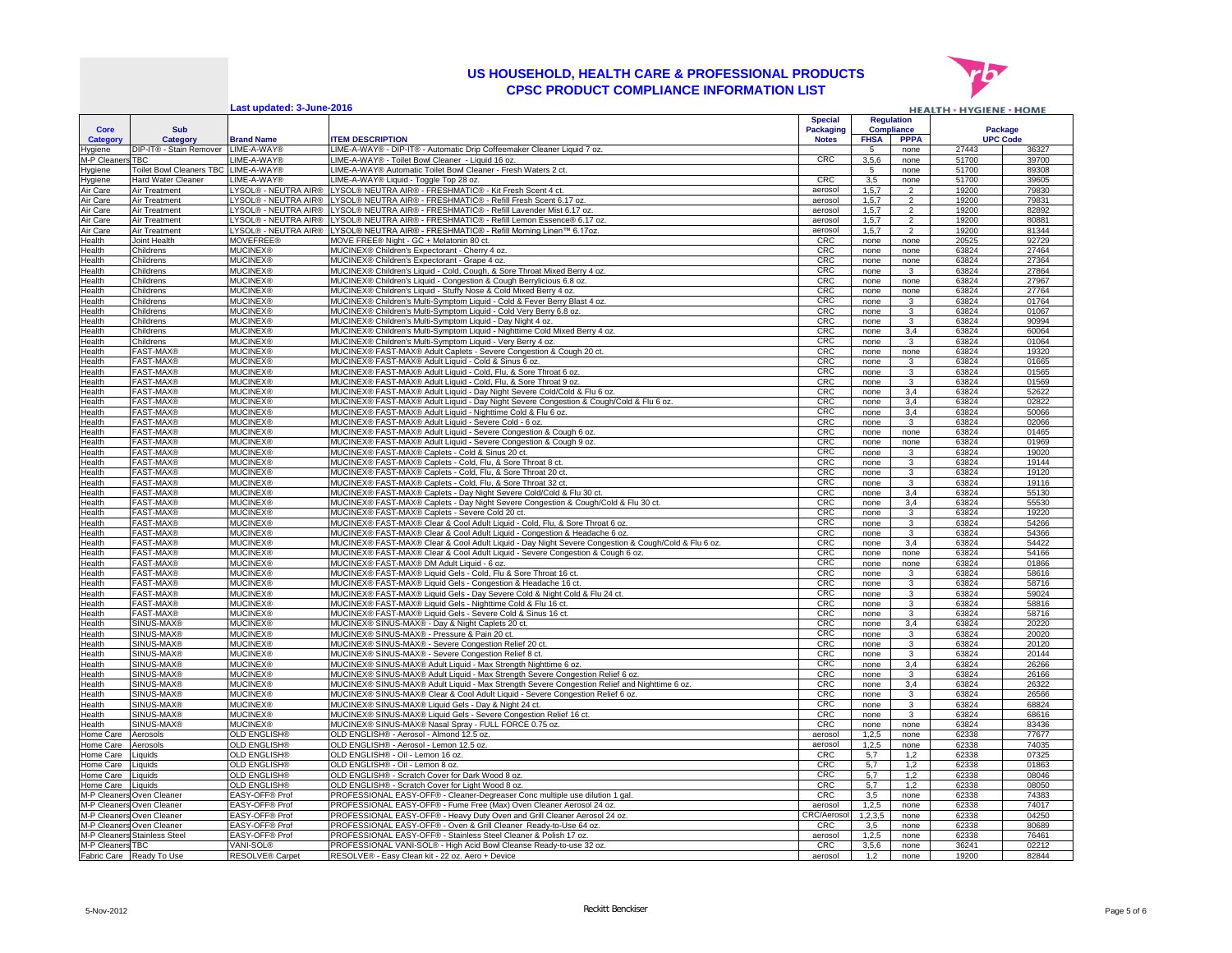# US HOUSEHOLD, HEALTH CARE & PROFESSIONAL PRODUCTS
## CPSC PRODUCT COMPLIANCE INFORMATION LIST

Last updated: 3-June-2016

HEALTH · HYGIENE · HOME

| Core Category | Sub Category | Brand Name | ITEM DESCRIPTION | Special Packaging Notes | Regulation Compliance FHSA | Regulation Compliance PPPA | Package UPC Code | |
|---|---|---|---|---|---|---|---|---|
| Hygiene | DIP-IT® - Stain Remover | LIME-A-WAY® | LIME-A-WAY® - DIP-IT® - Automatic Drip Coffeemaker Cleaner Liquid 7 oz. | | 5 | none | 27443 | 36327 |
| M-P Cleaners | TBC | LIME-A-WAY® | LIME-A-WAY® - Toilet Bowl Cleaner - Liquid 16 oz. | CRC | 3,5,6 | none | 51700 | 39700 |
| Hygiene | Toilet Bowl Cleaners TBC | LIME-A-WAY® | LIME-A-WAY® Automatic Toilet Bowl Cleaner - Fresh Waters 2 ct. | | 5 | none | 51700 | 89308 |
| Hygiene | Hard Water Cleaner | LIME-A-WAY® | LIME-A-WAY® Liquid - Toggle Top 28 oz. | CRC | 3,5 | none | 51700 | 39605 |
| Air Care | Air Treatment | LYSOL® - NEUTRA AIR® | LYSOL® NEUTRA AIR® - FRESHMATIC® - Kit Fresh Scent 4 ct. | aerosol | 1,5,7 | 2 | 19200 | 79830 |
| Air Care | Air Treatment | LYSOL® - NEUTRA AIR® | LYSOL® NEUTRA AIR® - FRESHMATIC® - Refill Fresh Scent 6.17 oz. | aerosol | 1,5,7 | 2 | 19200 | 79831 |
| Air Care | Air Treatment | LYSOL® - NEUTRA AIR® | LYSOL® NEUTRA AIR® - FRESHMATIC® - Refill Lavender Mist 6.17 oz. | aerosol | 1,5,7 | 2 | 19200 | 82892 |
| Air Care | Air Treatment | LYSOL® - NEUTRA AIR® | LYSOL® NEUTRA AIR® - FRESHMATIC® - Refill Lemon Essence® 6.17 oz. | aerosol | 1,5,7 | 2 | 19200 | 80881 |
| Air Care | Air Treatment | LYSOL® - NEUTRA AIR® | LYSOL® NEUTRA AIR® - FRESHMATIC® - Refill Morning Linen™ 6.17oz. | aerosol | 1,5,7 | 2 | 19200 | 81344 |
| Health | Joint Health | MOVEFREE® | MOVE FREE® Night - GC + Melatonin 80 ct. | CRC | none | none | 20525 | 92729 |
| Health | Childrens | MUCINEX® | MUCINEX® Children's Expectorant - Cherry 4 oz. | CRC | none | none | 63824 | 27464 |
| Health | Childrens | MUCINEX® | MUCINEX® Children's Expectorant - Grape 4 oz. | CRC | none | none | 63824 | 27364 |
| Health | Childrens | MUCINEX® | MUCINEX® Children's Liquid - Cold, Cough, & Sore Throat Mixed Berry 4 oz. | CRC | none | 3 | 63824 | 27864 |
| Health | Childrens | MUCINEX® | MUCINEX® Children's Liquid - Congestion & Cough Berrylicious 6.8 oz. | CRC | none | none | 63824 | 27967 |
| Health | Childrens | MUCINEX® | MUCINEX® Children's Liquid - Stuffy Nose & Cold Mixed Berry 4 oz. | CRC | none | none | 63824 | 27764 |
| Health | Childrens | MUCINEX® | MUCINEX® Children's Multi-Symptom Liquid - Cold & Fever Berry Blast 4 oz. | CRC | none | 3 | 63824 | 01764 |
| Health | Childrens | MUCINEX® | MUCINEX® Children's Multi-Symptom Liquid - Cold Very Berry 6.8 oz. | CRC | none | 3 | 63824 | 01067 |
| Health | Childrens | MUCINEX® | MUCINEX® Children's Multi-Symptom Liquid - Day Night 4 oz. | CRC | none | 3 | 63824 | 90994 |
| Health | Childrens | MUCINEX® | MUCINEX® Children's Multi-Symptom Liquid - Nighttime Cold Mixed Berry 4 oz. | CRC | none | 3,4 | 63824 | 60064 |
| Health | Childrens | MUCINEX® | MUCINEX® Children's Multi-Symptom Liquid - Very Berry 4 oz. | CRC | none | 3 | 63824 | 01064 |
| Health | FAST-MAX® | MUCINEX® | MUCINEX® FAST-MAX® Adult Caplets - Severe Congestion & Cough 20 ct. | CRC | none | none | 63824 | 19320 |
| Health | FAST-MAX® | MUCINEX® | MUCINEX® FAST-MAX® Adult Liquid - Cold & Sinus 6 oz. | CRC | none | 3 | 63824 | 01665 |
| Health | FAST-MAX® | MUCINEX® | MUCINEX® FAST-MAX® Adult Liquid - Cold, Flu, & Sore Throat 6 oz. | CRC | none | 3 | 63824 | 01565 |
| Health | FAST-MAX® | MUCINEX® | MUCINEX® FAST-MAX® Adult Liquid - Cold, Flu, & Sore Throat 9 oz. | CRC | none | 3 | 63824 | 01569 |
| Health | FAST-MAX® | MUCINEX® | MUCINEX® FAST-MAX® Adult Liquid - Day Night Severe Cold/Cold & Flu 6 oz. | CRC | none | 3,4 | 63824 | 52622 |
| Health | FAST-MAX® | MUCINEX® | MUCINEX® FAST-MAX® Adult Liquid - Day Night Severe Congestion & Cough/Cold & Flu 6 oz. | CRC | none | 3,4 | 63824 | 02822 |
| Health | FAST-MAX® | MUCINEX® | MUCINEX® FAST-MAX® Adult Liquid - Nighttime Cold & Flu 6 oz. | CRC | none | 3,4 | 63824 | 50066 |
| Health | FAST-MAX® | MUCINEX® | MUCINEX® FAST-MAX® Adult Liquid - Severe Cold - 6 oz. | CRC | none | 3 | 63824 | 02066 |
| Health | FAST-MAX® | MUCINEX® | MUCINEX® FAST-MAX® Adult Liquid - Severe Congestion & Cough 6 oz. | CRC | none | none | 63824 | 01465 |
| Health | FAST-MAX® | MUCINEX® | MUCINEX® FAST-MAX® Adult Liquid - Severe Congestion & Cough 9 oz. | CRC | none | none | 63824 | 01969 |
| Health | FAST-MAX® | MUCINEX® | MUCINEX® FAST-MAX® Caplets - Cold & Sinus 20 ct. | CRC | none | 3 | 63824 | 19020 |
| Health | FAST-MAX® | MUCINEX® | MUCINEX® FAST-MAX® Caplets - Cold, Flu, & Sore Throat 8 ct. | CRC | none | 3 | 63824 | 19144 |
| Health | FAST-MAX® | MUCINEX® | MUCINEX® FAST-MAX® Caplets - Cold, Flu, & Sore Throat 20 ct. | CRC | none | 3 | 63824 | 19120 |
| Health | FAST-MAX® | MUCINEX® | MUCINEX® FAST-MAX® Caplets - Cold, Flu, & Sore Throat 32 ct. | CRC | none | 3 | 63824 | 19116 |
| Health | FAST-MAX® | MUCINEX® | MUCINEX® FAST-MAX® Caplets - Day Night Severe Cold/Cold & Flu 30 ct. | CRC | none | 3,4 | 63824 | 55130 |
| Health | FAST-MAX® | MUCINEX® | MUCINEX® FAST-MAX® Caplets - Day Night Severe Congestion & Cough/Cold & Flu 30 ct. | CRC | none | 3,4 | 63824 | 55530 |
| Health | FAST-MAX® | MUCINEX® | MUCINEX® FAST-MAX® Caplets - Severe Cold 20 ct. | CRC | none | 3 | 63824 | 19220 |
| Health | FAST-MAX® | MUCINEX® | MUCINEX® FAST-MAX® Clear & Cool Adult Liquid - Cold, Flu, & Sore Throat 6 oz. | CRC | none | 3 | 63824 | 54266 |
| Health | FAST-MAX® | MUCINEX® | MUCINEX® FAST-MAX® Clear & Cool Adult Liquid - Congestion & Headache 6 oz. | CRC | none | 3 | 63824 | 54366 |
| Health | FAST-MAX® | MUCINEX® | MUCINEX® FAST-MAX® Clear & Cool Adult Liquid - Day Night Severe Congestion & Cough/Cold & Flu 6 oz. | CRC | none | 3,4 | 63824 | 54422 |
| Health | FAST-MAX® | MUCINEX® | MUCINEX® FAST-MAX® Clear & Cool Adult Liquid - Severe Congestion & Cough 6 oz. | CRC | none | none | 63824 | 54166 |
| Health | FAST-MAX® | MUCINEX® | MUCINEX® FAST-MAX® DM Adult Liquid - 6 oz. | CRC | none | none | 63824 | 01866 |
| Health | FAST-MAX® | MUCINEX® | MUCINEX® FAST-MAX® Liquid Gels - Cold, Flu & Sore Throat 16 ct. | CRC | none | 3 | 63824 | 58616 |
| Health | FAST-MAX® | MUCINEX® | MUCINEX® FAST-MAX® Liquid Gels - Congestion & Headache 16 ct. | CRC | none | 3 | 63824 | 58716 |
| Health | FAST-MAX® | MUCINEX® | MUCINEX® FAST-MAX® Liquid Gels - Day Severe Cold & Night Cold & Flu 24 ct. | CRC | none | 3 | 63824 | 59024 |
| Health | FAST-MAX® | MUCINEX® | MUCINEX® FAST-MAX® Liquid Gels - Nighttime Cold & Flu 16 ct. | CRC | none | 3 | 63824 | 58816 |
| Health | FAST-MAX® | MUCINEX® | MUCINEX® FAST-MAX® Liquid Gels - Severe Cold & Sinus 16 ct. | CRC | none | 3 | 63824 | 58716 |
| Health | SINUS-MAX® | MUCINEX® | MUCINEX® SINUS-MAX® - Day & Night Caplets 20 ct. | CRC | none | 3,4 | 63824 | 20220 |
| Health | SINUS-MAX® | MUCINEX® | MUCINEX® SINUS-MAX® - Pressure & Pain 20 ct. | CRC | none | 3 | 63824 | 20020 |
| Health | SINUS-MAX® | MUCINEX® | MUCINEX® SINUS-MAX® - Severe Congestion Relief 20 ct. | CRC | none | 3 | 63824 | 20120 |
| Health | SINUS-MAX® | MUCINEX® | MUCINEX® SINUS-MAX® - Severe Congestion Relief 8 ct. | CRC | none | 3 | 63824 | 20144 |
| Health | SINUS-MAX® | MUCINEX® | MUCINEX® SINUS-MAX® Adult Liquid - Max Strength Nighttime 6 oz. | CRC | none | 3,4 | 63824 | 26266 |
| Health | SINUS-MAX® | MUCINEX® | MUCINEX® SINUS-MAX® Adult Liquid - Max Strength Severe Congestion Relief 6 oz. | CRC | none | 3 | 63824 | 26166 |
| Health | SINUS-MAX® | MUCINEX® | MUCINEX® SINUS-MAX® Adult Liquid - Max Strength Severe Congestion Relief and Nighttime 6 oz. | CRC | none | 3,4 | 63824 | 26322 |
| Health | SINUS-MAX® | MUCINEX® | MUCINEX® SINUS-MAX® Clear & Cool Adult Liquid - Severe Congestion Relief 6 oz. | CRC | none | 3 | 63824 | 26566 |
| Health | SINUS-MAX® | MUCINEX® | MUCINEX® SINUS-MAX® Liquid Gels - Day & Night 24 ct. | CRC | none | 3 | 63824 | 68824 |
| Health | SINUS-MAX® | MUCINEX® | MUCINEX® SINUS-MAX® Liquid Gels - Severe Congestion Relief 16 ct. | CRC | none | 3 | 63824 | 68616 |
| Health | SINUS-MAX® | MUCINEX® | MUCINEX® SINUS-MAX® Nasal Spray - FULL FORCE 0.75 oz. | CRC | none | none | 63824 | 83436 |
| Home Care | Aerosols | OLD ENGLISH® | OLD ENGLISH® - Aerosol - Almond 12.5 oz. | aerosol | 1,2,5 | none | 62338 | 77677 |
| Home Care | Aerosols | OLD ENGLISH® | OLD ENGLISH® - Aerosol - Lemon 12.5 oz. | aerosol | 1,2,5 | none | 62338 | 74035 |
| Home Care | Liquids | OLD ENGLISH® | OLD ENGLISH® - Oil - Lemon 16 oz. | CRC | 5,7 | 1,2 | 62338 | 07325 |
| Home Care | Liquids | OLD ENGLISH® | OLD ENGLISH® - Oil - Lemon 8 oz. | CRC | 5,7 | 1,2 | 62338 | 01863 |
| Home Care | Liquids | OLD ENGLISH® | OLD ENGLISH® - Scratch Cover for Dark Wood 8 oz. | CRC | 5,7 | 1,2 | 62338 | 08046 |
| Home Care | Liquids | OLD ENGLISH® | OLD ENGLISH® - Scratch Cover for Light Wood 8 oz. | CRC | 5,7 | 1,2 | 62338 | 08050 |
| M-P Cleaners | Oven Cleaner | EASY-OFF® Prof | PROFESSIONAL EASY-OFF® - Cleaner-Degreaser Conc multiple use dilution 1 gal. | CRC | 3,5 | none | 62338 | 74383 |
| M-P Cleaners | Oven Cleaner | EASY-OFF® Prof | PROFESSIONAL EASY-OFF® - Fume Free (Max) Oven Cleaner Aerosol 24 oz. | aerosol | 1,2,5 | none | 62338 | 74017 |
| M-P Cleaners | Oven Cleaner | EASY-OFF® Prof | PROFESSIONAL EASY-OFF® - Heavy Duty Oven and Grill Cleaner Aerosol 24 oz. | CRC/Aerosol | 1,2,3,5 | none | 62338 | 04250 |
| M-P Cleaners | Oven Cleaner | EASY-OFF® Prof | PROFESSIONAL EASY-OFF® - Oven & Grill Cleaner Ready-to-Use 64 oz. | CRC | 3,5 | none | 62338 | 80689 |
| M-P Cleaners | Stainless Steel | EASY-OFF® Prof | PROFESSIONAL EASY-OFF® - Stainless Steel Cleaner & Polish 17 oz. | aerosol | 1,2,5 | none | 62338 | 76461 |
| M-P Cleaners | TBC | VANI-SOL® | PROFESSIONAL VANI-SOL® - High Acid Bowl Cleanse Ready-to-use 32 oz. | CRC | 3,5,6 | none | 36241 | 02212 |
| Fabric Care | Ready To Use | RESOLVE® Carpet | RESOLVE® - Easy Clean kit - 22 oz. Aero + Device | aerosol | 1,2 | none | 19200 | 82844 |

5-Nov-2012

Reckitt Benckiser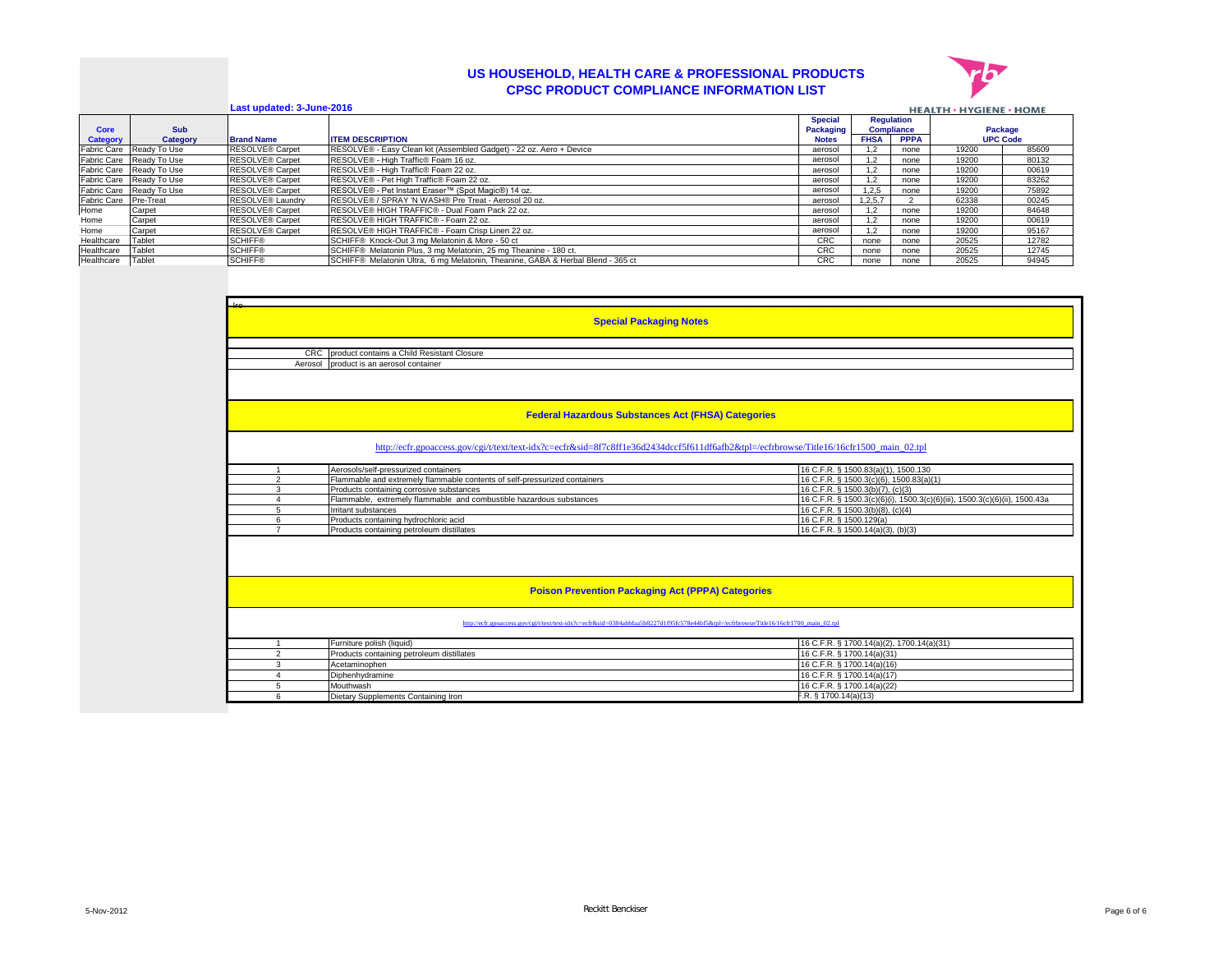# US HOUSEHOLD, HEALTH CARE & PROFESSIONAL PRODUCTS
## CPSC PRODUCT COMPLIANCE INFORMATION LIST

HEALTH · HYGIENE · HOME

**Last updated: 3-June-2016**

| Core Category | Sub Category | Brand Name | ITEM DESCRIPTION | Special Packaging Notes | Regulation Compliance FHSA | Regulation Compliance PPPA | Package UPC Code | |
|---|---|---|---|---|---|---|---|---|
| Fabric Care | Ready To Use | RESOLVE® Carpet | RESOLVE® - Easy Clean kit (Assembled Gadget) - 22 oz. Aero + Device | aerosol | 1,2 | none | 19200 | 85609 |
| Fabric Care | Ready To Use | RESOLVE® Carpet | RESOLVE® - High Traffic® Foam 16 oz. | aerosol | 1,2 | none | 19200 | 80132 |
| Fabric Care | Ready To Use | RESOLVE® Carpet | RESOLVE® - High Traffic® Foam 22 oz. | aerosol | 1,2 | none | 19200 | 00619 |
| Fabric Care | Ready To Use | RESOLVE® Carpet | RESOLVE® - Pet High Traffic® Foam 22 oz. | aerosol | 1,2 | none | 19200 | 83262 |
| Fabric Care | Ready To Use | RESOLVE® Carpet | RESOLVE® - Pet Instant Eraser™ (Spot Magic®) 14 oz. | aerosol | 1,2,5 | none | 19200 | 75892 |
| Fabric Care | Pre-Treat | RESOLVE® Laundry | RESOLVE® / SPRAY 'N WASH® Pre Treat - Aerosol 20 oz. | aerosol | 1,2,5,7 | 2 | 62338 | 00245 |
| Home | Carpet | RESOLVE® Carpet | RESOLVE® HIGH TRAFFIC® - Dual Foam Pack 22 oz. | aerosol | 1,2 | none | 19200 | 84648 |
| Home | Carpet | RESOLVE® Carpet | RESOLVE® HIGH TRAFFIC® - Foam 22 oz. | aerosol | 1,2 | none | 19200 | 00619 |
| Home | Carpet | RESOLVE® Carpet | RESOLVE® HIGH TRAFFIC® - Foam Crisp Linen 22 oz. | aerosol | 1,2 | none | 19200 | 95167 |
| Healthcare | Tablet | SCHIFF® | SCHIFF® Knock-Out 3 mg Melatonin & More - 50 ct | CRC | none | none | 20525 | 12782 |
| Healthcare | Tablet | SCHIFF® | SCHIFF® Melatonin Plus, 3 mg Melatonin, 25 mg Theanine - 180 ct. | CRC | none | none | 20525 | 12745 |
| Healthcare | Tablet | SCHIFF® | SCHIFF® Melatonin Ultra, 6 mg Melatonin, Theanine, GABA & Herbal Blend - 365 ct | CRC | none | none | 20525 | 94945 |

### Special Packaging Notes

| | |
|---|---|
| CRC | product contains a Child Resistant Closure |
| Aerosol | product is an aerosol container |

### Federal Hazardous Substances Act (FHSA) Categories

http://ecfr.gpoaccess.gov/cgi/t/text/text-idx?c=ecfr&sid=8f7c8ff1e36d2434dccf5f611df6afb2&tpl=/ecfrbrowse/Title16/16cfr1500_main_02.tpl

| | | |
|---|---|---|
| 1 | Aerosols/self-pressurized containers | 16 C.F.R. § 1500.83(a)(1), 1500.130 |
| 2 | Flammable and extremely flammable contents of self-pressurized containers | 16 C.F.R. § 1500.3(c)(6), 1500.83(a)(1) |
| 3 | Products containing corrosive substances | 16 C.F.R. § 1500.3(b)(7), (c)(3) |
| 4 | Flammable, extremely flammable and combustible hazardous substances | 16 C.F.R. § 1500.3(c)(6)(i), 1500.3(c)(6)(iii), 1500.3(c)(6)(ii), 1500.43a |
| 5 | Irritant substances | 16 C.F.R. § 1500.3(b)(8), (c)(4) |
| 6 | Products containing hydrochloric acid | 16 C.F.R. § 1500.129(a) |
| 7 | Products containing petroleum distillates | 16 C.F.R. § 1500.14(a)(3), (b)(3) |

### Poison Prevention Packaging Act (PPPA) Categories

http://ecfr.gpoaccess.gov/cgi/t/text/text-idx?c=ecfr&sid=0384abbfaa5b8227d1f95fc578e44bf5&tpl=/ecfrbrowse/Title16/16cfr1700_main_02.tpl

| | | |
|---|---|---|
| 1 | Furniture polish (liquid) | 16 C.F.R. § 1700.14(a)(2), 1700.14(a)(31) |
| 2 | Products containing petroleum distillates | 16 C.F.R. § 1700.14(a)(31) |
| 3 | Acetaminophen | 16 C.F.R. § 1700.14(a)(16) |
| 4 | Diphenhydramine | 16 C.F.R. § 1700.14(a)(17) |
| 5 | Mouthwash | 16 C.F.R. § 1700.14(a)(22) |
| 6 | Dietary Supplements Containing Iron | F.R. § 1700.14(a)(13) |

5-Nov-2012

Reckitt Benckiser